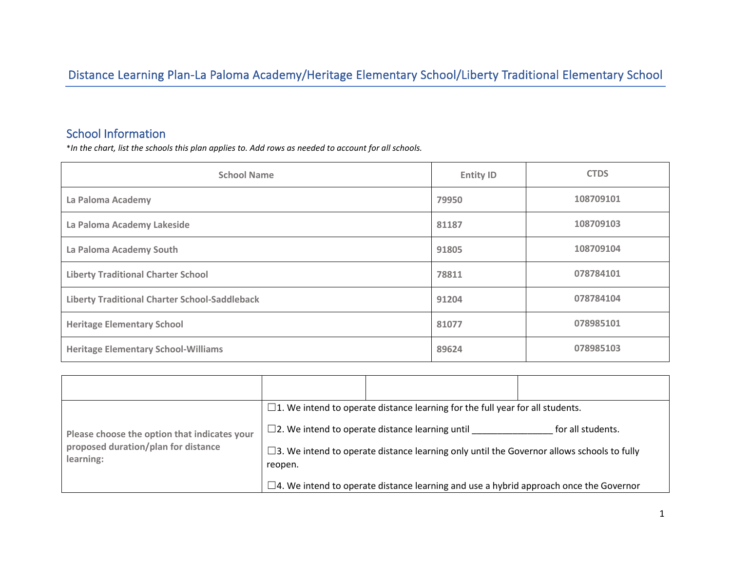# Distance Learning Plan-La Paloma Academy/Heritage Elementary School/Liberty Traditional Elementary School

## School Information

*\*In the chart, list the schools this plan applies to. Add rows as needed to account for all schools.*

| School Name | Entity ID | CTDS |
|---|---|---|
| La Paloma Academy | 79950 | 108709101 |
| La Paloma Academy Lakeside | 81187 | 108709103 |
| La Paloma Academy South | 91805 | 108709104 |
| Liberty Traditional Charter School | 78811 | 078784101 |
| Liberty Traditional Charter School-Saddleback | 91204 | 078784104 |
| Heritage Elementary School | 81077 | 078985101 |
| Heritage Elementary School-Williams | 89624 | 078985103 |

| | | | |
|---|---|---|---|
| **Please choose the option that indicates your proposed duration/plan for distance learning:** | ☐1. We intend to operate distance learning for the full year for all students.<br><br>☐2. We intend to operate distance learning until ________________ for all students.<br><br>☐3. We intend to operate distance learning only until the Governor allows schools to fully reopen.<br><br>☐4. We intend to operate distance learning and use a hybrid approach once the Governor | | |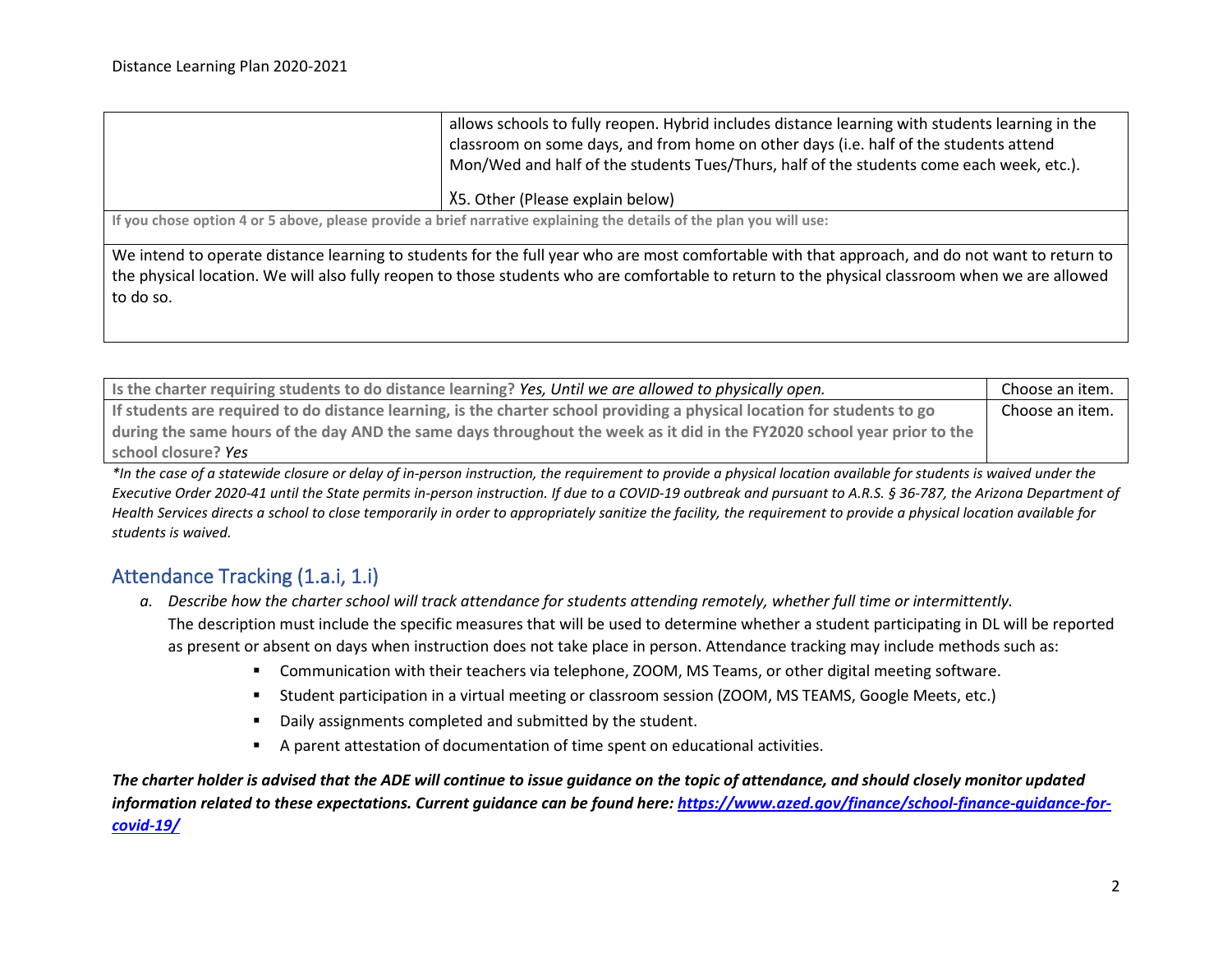| | |
|---|---|
| | allows schools to fully reopen. Hybrid includes distance learning with students learning in the classroom on some days, and from home on other days (i.e. half of the students attend Mon/Wed and half of the students Tues/Thurs, half of the students come each week, etc.).<br><br>X5. Other (Please explain below) |

**If you chose option 4 or 5 above, please provide a brief narrative explaining the details of the plan you will use:**

We intend to operate distance learning to students for the full year who are most comfortable with that approach, and do not want to return to the physical location. We will also fully reopen to those students who are comfortable to return to the physical classroom when we are allowed to do so.

| | |
|---|---|
| **Is the charter requiring students to do distance learning?** *Yes, Until we are allowed to physically open.* | Choose an item. |
| **If students are required to do distance learning, is the charter school providing a physical location for students to go during the same hours of the day AND the same days throughout the week as it did in the FY2020 school year prior to the school closure?** *Yes* | Choose an item. |

*\*In the case of a statewide closure or delay of in-person instruction, the requirement to provide a physical location available for students is waived under the Executive Order 2020-41 until the State permits in-person instruction. If due to a COVID-19 outbreak and pursuant to A.R.S. § 36-787, the Arizona Department of Health Services directs a school to close temporarily in order to appropriately sanitize the facility, the requirement to provide a physical location available for students is waived.*

## Attendance Tracking (1.a.i, 1.i)

a. *Describe how the charter school will track attendance for students attending remotely, whether full time or intermittently.*
   The description must include the specific measures that will be used to determine whether a student participating in DL will be reported as present or absent on days when instruction does not take place in person. Attendance tracking may include methods such as:
   - Communication with their teachers via telephone, ZOOM, MS Teams, or other digital meeting software.
   - Student participation in a virtual meeting or classroom session (ZOOM, MS TEAMS, Google Meets, etc.)
   - Daily assignments completed and submitted by the student.
   - A parent attestation of documentation of time spent on educational activities.

***The charter holder is advised that the ADE will continue to issue guidance on the topic of attendance, and should closely monitor updated information related to these expectations. Current guidance can be found here: [https://www.azed.gov/finance/school-finance-guidance-for-covid-19/](https://www.azed.gov/finance/school-finance-guidance-for-covid-19/)***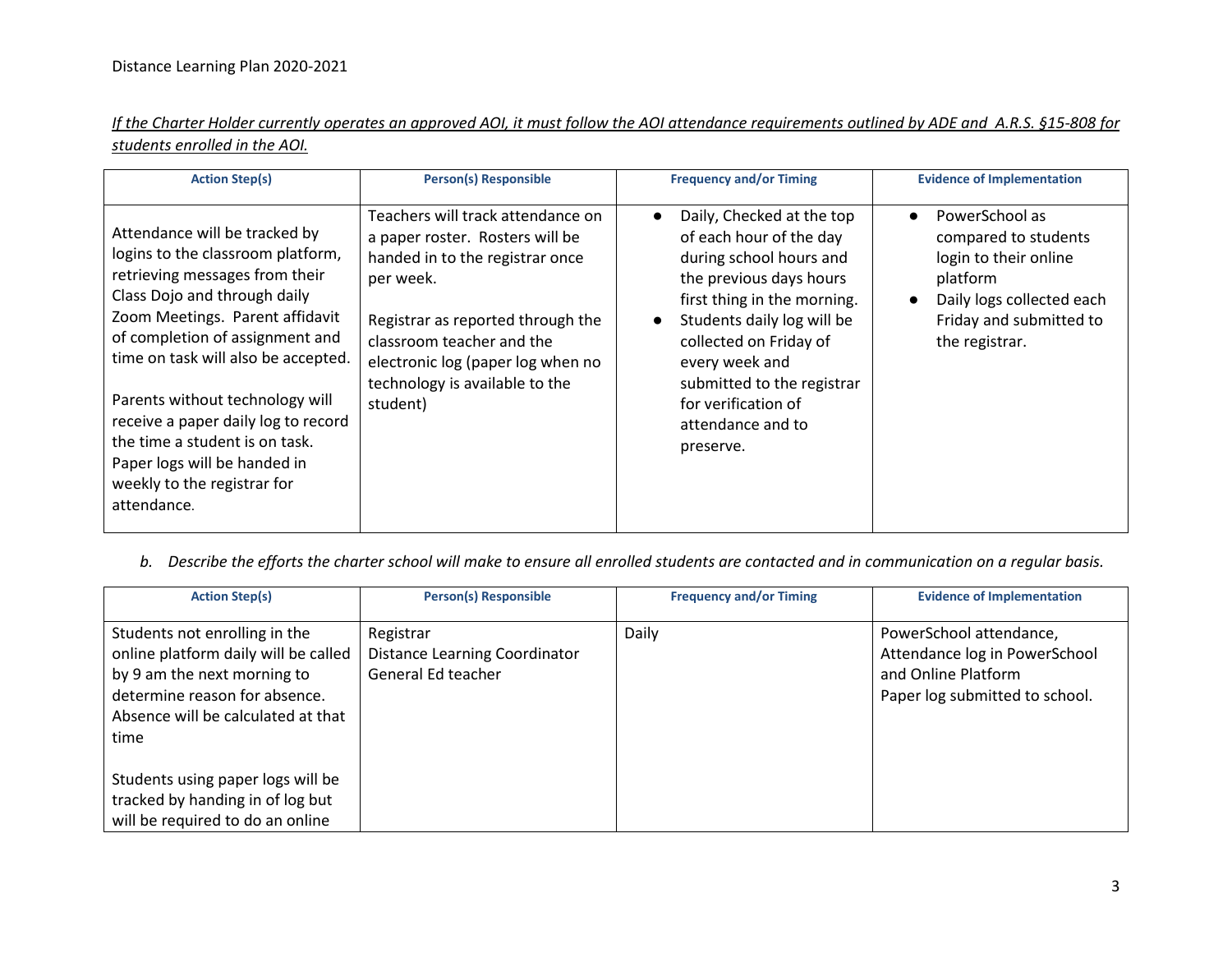*If the Charter Holder currently operates an approved AOI, it must follow the AOI attendance requirements outlined by ADE and A.R.S. §15-808 for students enrolled in the AOI.*

| Action Step(s) | Person(s) Responsible | Frequency and/or Timing | Evidence of Implementation |
|---|---|---|---|
| Attendance will be tracked by logins to the classroom platform, retrieving messages from their Class Dojo and through daily Zoom Meetings. Parent affidavit of completion of assignment and time on task will also be accepted.<br><br>Parents without technology will receive a paper daily log to record the time a student is on task. Paper logs will be handed in weekly to the registrar for attendance. | Teachers will track attendance on a paper roster. Rosters will be handed in to the registrar once per week.<br><br>Registrar as reported through the classroom teacher and the electronic log (paper log when no technology is available to the student) | • Daily, Checked at the top of each hour of the day during school hours and the previous days hours first thing in the morning.<br>• Students daily log will be collected on Friday of every week and submitted to the registrar for verification of attendance and to preserve. | • PowerSchool as compared to students login to their online platform<br>• Daily logs collected each Friday and submitted to the registrar. |

b. *Describe the efforts the charter school will make to ensure all enrolled students are contacted and in communication on a regular basis.*

| Action Step(s) | Person(s) Responsible | Frequency and/or Timing | Evidence of Implementation |
|---|---|---|---|
| Students not enrolling in the online platform daily will be called by 9 am the next morning to determine reason for absence. Absence will be calculated at that time<br><br>Students using paper logs will be tracked by handing in of log but will be required to do an online | Registrar<br>Distance Learning Coordinator<br>General Ed teacher | Daily | PowerSchool attendance, Attendance log in PowerSchool and Online Platform<br>Paper log submitted to school. |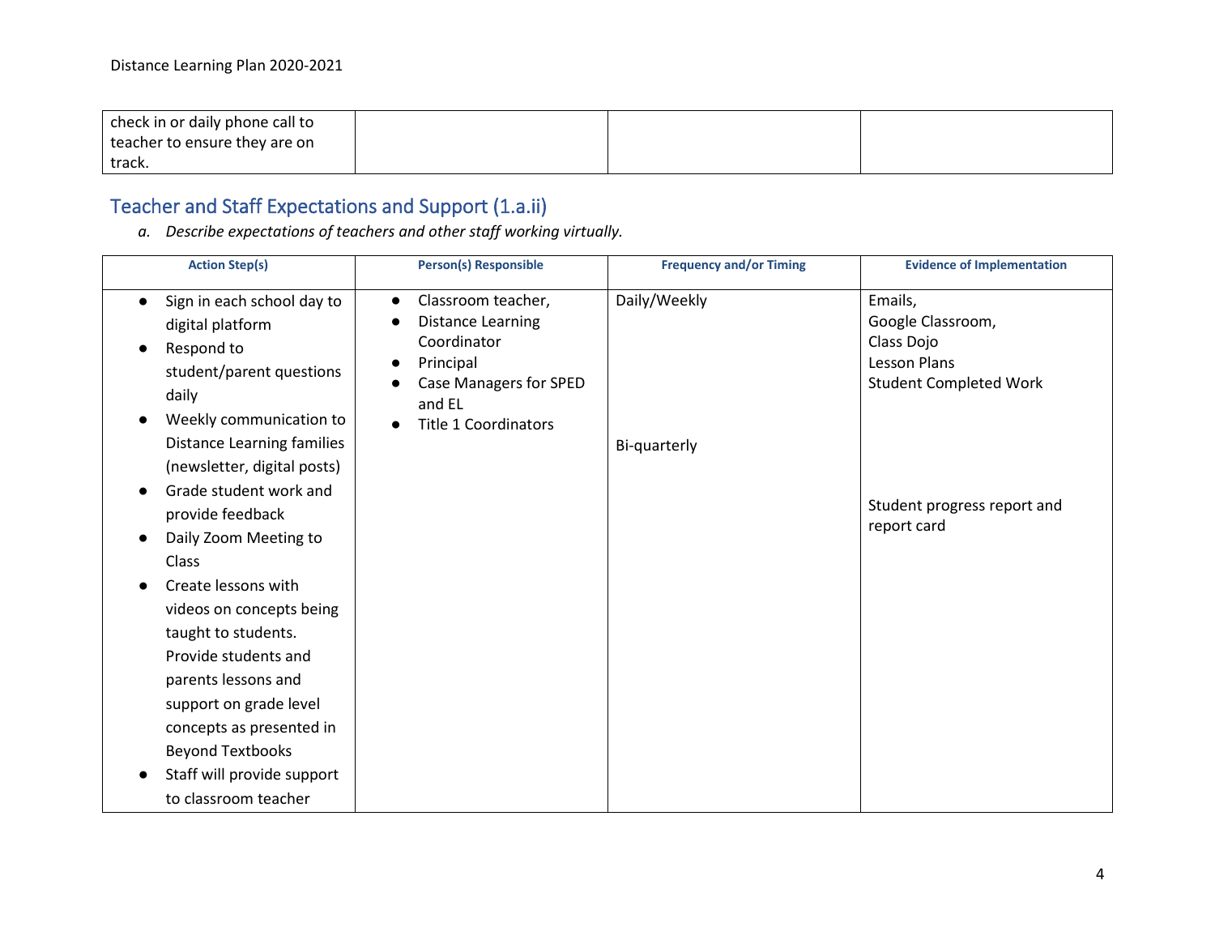| | | | |
|---|---|---|---|
| check in or daily phone call to teacher to ensure they are on track. | | | |

## Teacher and Staff Expectations and Support (1.a.ii)

*a. Describe expectations of teachers and other staff working virtually.*

| Action Step(s) | Person(s) Responsible | Frequency and/or Timing | Evidence of Implementation |
|---|---|---|---|
| • Sign in each school day to digital platform<br>• Respond to student/parent questions daily<br>• Weekly communication to Distance Learning families (newsletter, digital posts)<br>• Grade student work and provide feedback<br>• Daily Zoom Meeting to Class<br>• Create lessons with videos on concepts being taught to students. Provide students and parents lessons and support on grade level concepts as presented in Beyond Textbooks<br>• Staff will provide support to classroom teacher | • Classroom teacher,<br>• Distance Learning Coordinator<br>• Principal<br>• Case Managers for SPED and EL<br>• Title 1 Coordinators | Daily/Weekly<br><br>Bi-quarterly | Emails,<br>Google Classroom,<br>Class Dojo<br>Lesson Plans<br>Student Completed Work<br><br>Student progress report and report card |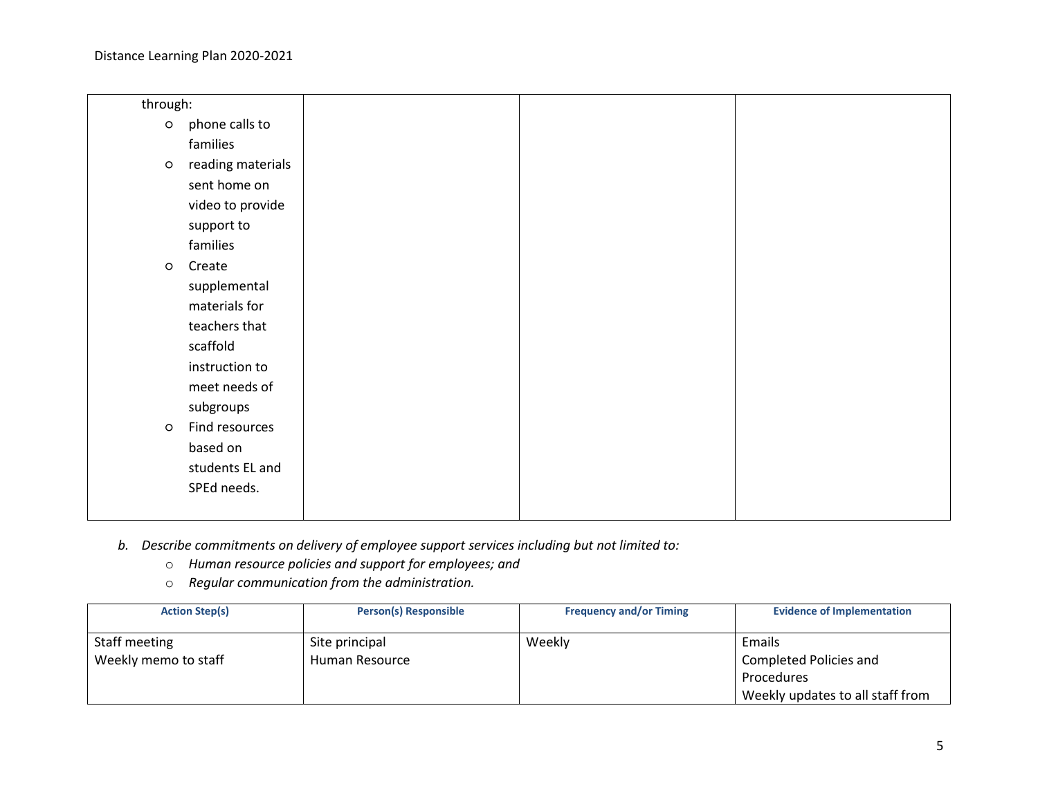| | | | |
|---|---|---|---|
| through:<br>○ phone calls to families<br>○ reading materials sent home on video to provide support to families<br>○ Create supplemental materials for teachers that scaffold instruction to meet needs of subgroups<br>○ Find resources based on students EL and SPEd needs. | | | |

b. *Describe commitments on delivery of employee support services including but not limited to:*
   - *Human resource policies and support for employees; and*
   - *Regular communication from the administration.*

| **Action Step(s)** | **Person(s) Responsible** | **Frequency and/or Timing** | **Evidence of Implementation** |
|---|---|---|---|
| Staff meeting<br>Weekly memo to staff | Site principal<br>Human Resource | Weekly | Emails<br>Completed Policies and Procedures<br>Weekly updates to all staff from |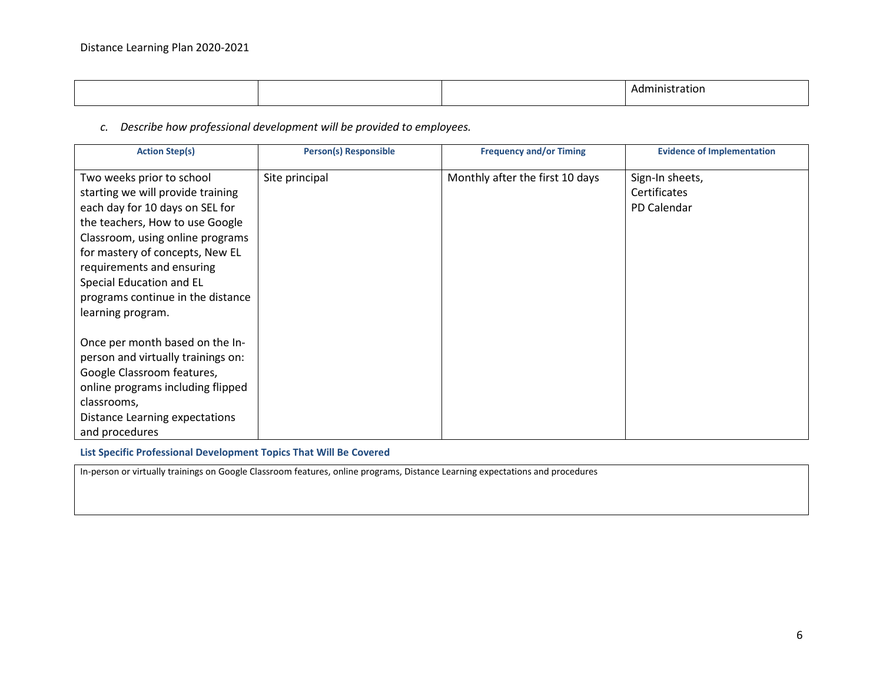| | | | Administration |
|---|---|---|---|

*c. Describe how professional development will be provided to employees.*

| Action Step(s) | Person(s) Responsible | Frequency and/or Timing | Evidence of Implementation |
|---|---|---|---|
| Two weeks prior to school starting we will provide training each day for 10 days on SEL for the teachers, How to use Google Classroom, using online programs for mastery of concepts, New EL requirements and ensuring Special Education and EL programs continue in the distance learning program.<br><br>Once per month based on the In-person and virtually trainings on: Google Classroom features, online programs including flipped classrooms, Distance Learning expectations and procedures | Site principal | Monthly after the first 10 days | Sign-In sheets,<br>Certificates<br>PD Calendar |

**List Specific Professional Development Topics That Will Be Covered**

| In-person or virtually trainings on Google Classroom features, online programs, Distance Learning expectations and procedures |
|---|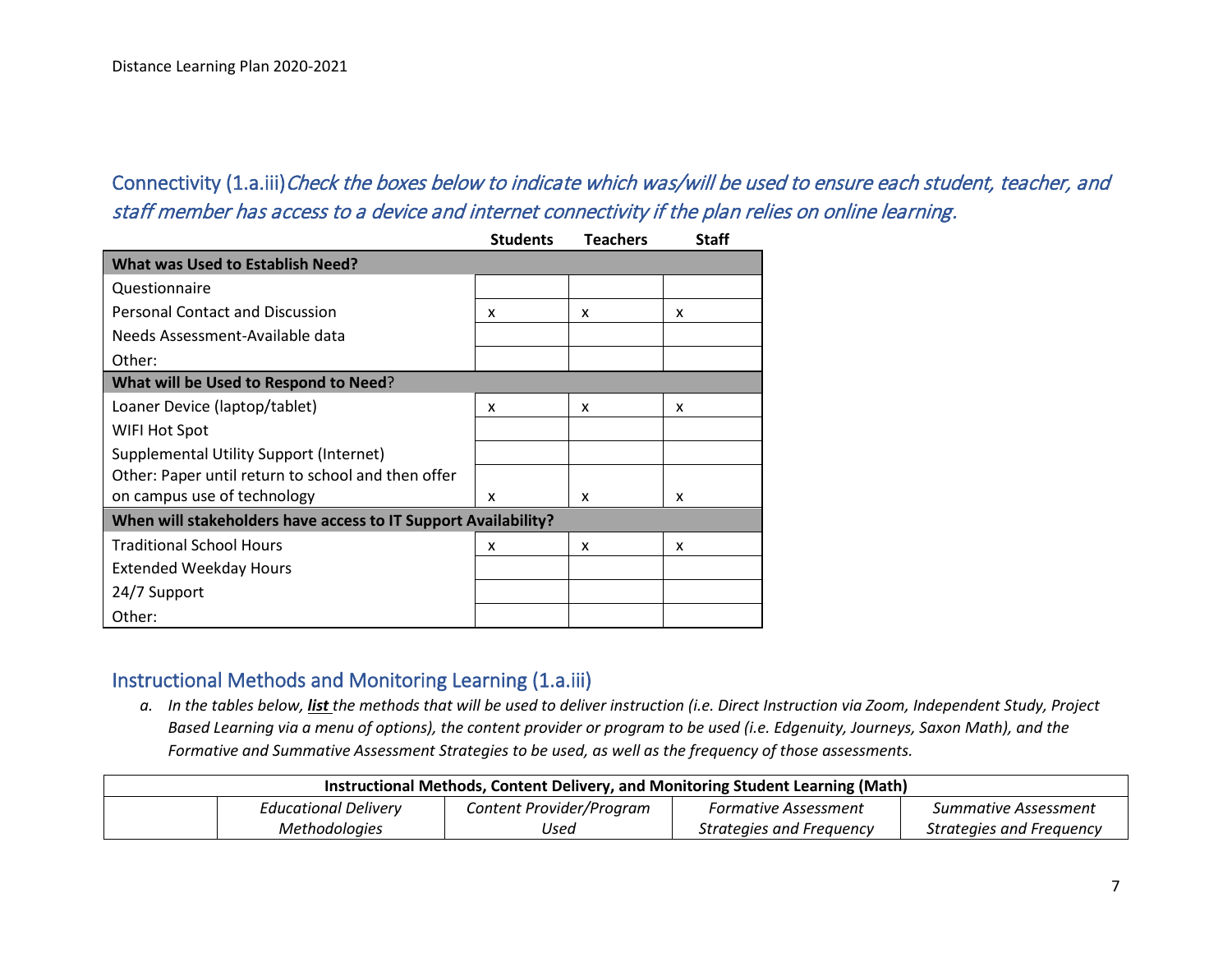## Connectivity (1.a.iii) *Check the boxes below to indicate which was/will be used to ensure each student, teacher, and staff member has access to a device and internet connectivity if the plan relies on online learning.*

| | Students | Teachers | Staff |
|---|---|---|---|
| **What was Used to Establish Need?** | | | |
| Questionnaire | | | |
| Personal Contact and Discussion | x | x | x |
| Needs Assessment-Available data | | | |
| Other: | | | |
| **What will be Used to Respond to Need?** | | | |
| Loaner Device (laptop/tablet) | x | x | x |
| WIFI Hot Spot | | | |
| Supplemental Utility Support (Internet) | | | |
| Other: Paper until return to school and then offer on campus use of technology | x | x | x |
| **When will stakeholders have access to IT Support Availability?** | | | |
| Traditional School Hours | x | x | x |
| Extended Weekday Hours | | | |
| 24/7 Support | | | |
| Other: | | | |

## Instructional Methods and Monitoring Learning (1.a.iii)

a. *In the tables below, **list** the methods that will be used to deliver instruction (i.e. Direct Instruction via Zoom, Independent Study, Project Based Learning via a menu of options), the content provider or program to be used (i.e. Edgenuity, Journeys, Saxon Math), and the Formative and Summative Assessment Strategies to be used, as well as the frequency of those assessments.*

| **Instructional Methods, Content Delivery, and Monitoring Student Learning (Math)** | | | | |
|---|---|---|---|---|
| | *Educational Delivery Methodologies* | *Content Provider/Program Used* | *Formative Assessment Strategies and Frequency* | *Summative Assessment Strategies and Frequency* |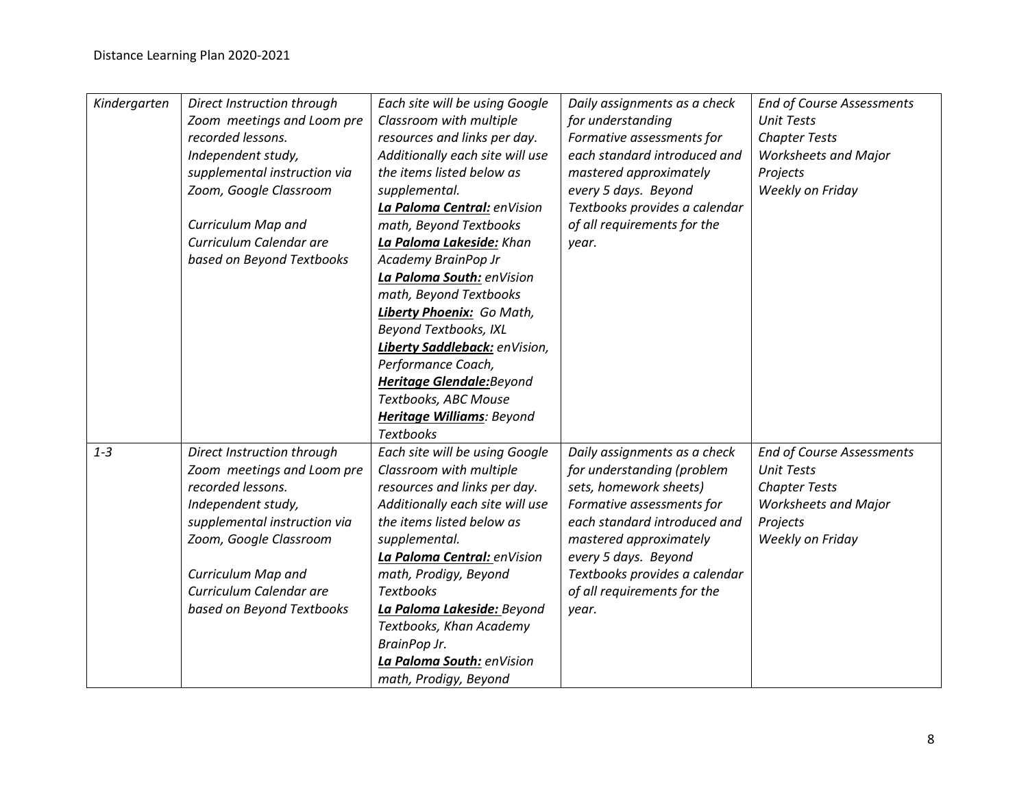| *Kindergarten* | *Direct Instruction through Zoom meetings and Loom pre recorded lessons.*<br>*Independent study, supplemental instruction via Zoom, Google Classroom*<br><br>*Curriculum Map and Curriculum Calendar are based on Beyond Textbooks* | *Each site will be using Google Classroom with multiple resources and links per day. Additionally each site will use the items listed below as supplemental.*<br>***<u>La Paloma Central:</u>*** *enVision math, Beyond Textbooks*<br>***<u>La Paloma Lakeside:</u>*** *Khan Academy BrainPop Jr*<br>***<u>La Paloma South:</u>*** *enVision math, Beyond Textbooks*<br>***<u>Liberty Phoenix:</u>*** *Go Math, Beyond Textbooks, IXL*<br>***<u>Liberty Saddleback:</u>*** *enVision, Performance Coach,*<br>***<u>Heritage Glendale:</u>****Beyond Textbooks, ABC Mouse*<br>***<u>Heritage Williams</u>****: Beyond Textbooks* | *Daily assignments as a check for understanding*<br>*Formative assessments for each standard introduced and mastered approximately every 5 days. Beyond Textbooks provides a calendar of all requirements for the year.* | *End of Course Assessments*<br>*Unit Tests*<br>*Chapter Tests*<br>*Worksheets and Major Projects*<br>*Weekly on Friday* |
|---|---|---|---|---|
| *1-3* | *Direct Instruction through Zoom meetings and Loom pre recorded lessons.*<br>*Independent study, supplemental instruction via Zoom, Google Classroom*<br><br>*Curriculum Map and Curriculum Calendar are based on Beyond Textbooks* | *Each site will be using Google Classroom with multiple resources and links per day. Additionally each site will use the items listed below as supplemental.*<br>***<u>La Paloma Central:</u>*** *enVision math, Prodigy, Beyond Textbooks*<br>***<u>La Paloma Lakeside:</u>*** *Beyond Textbooks, Khan Academy BrainPop Jr.*<br>***<u>La Paloma South:</u>*** *enVision math, Prodigy, Beyond* | *Daily assignments as a check for understanding (problem sets, homework sheets)*<br>*Formative assessments for each standard introduced and mastered approximately every 5 days. Beyond Textbooks provides a calendar of all requirements for the year.* | *End of Course Assessments*<br>*Unit Tests*<br>*Chapter Tests*<br>*Worksheets and Major Projects*<br>*Weekly on Friday* |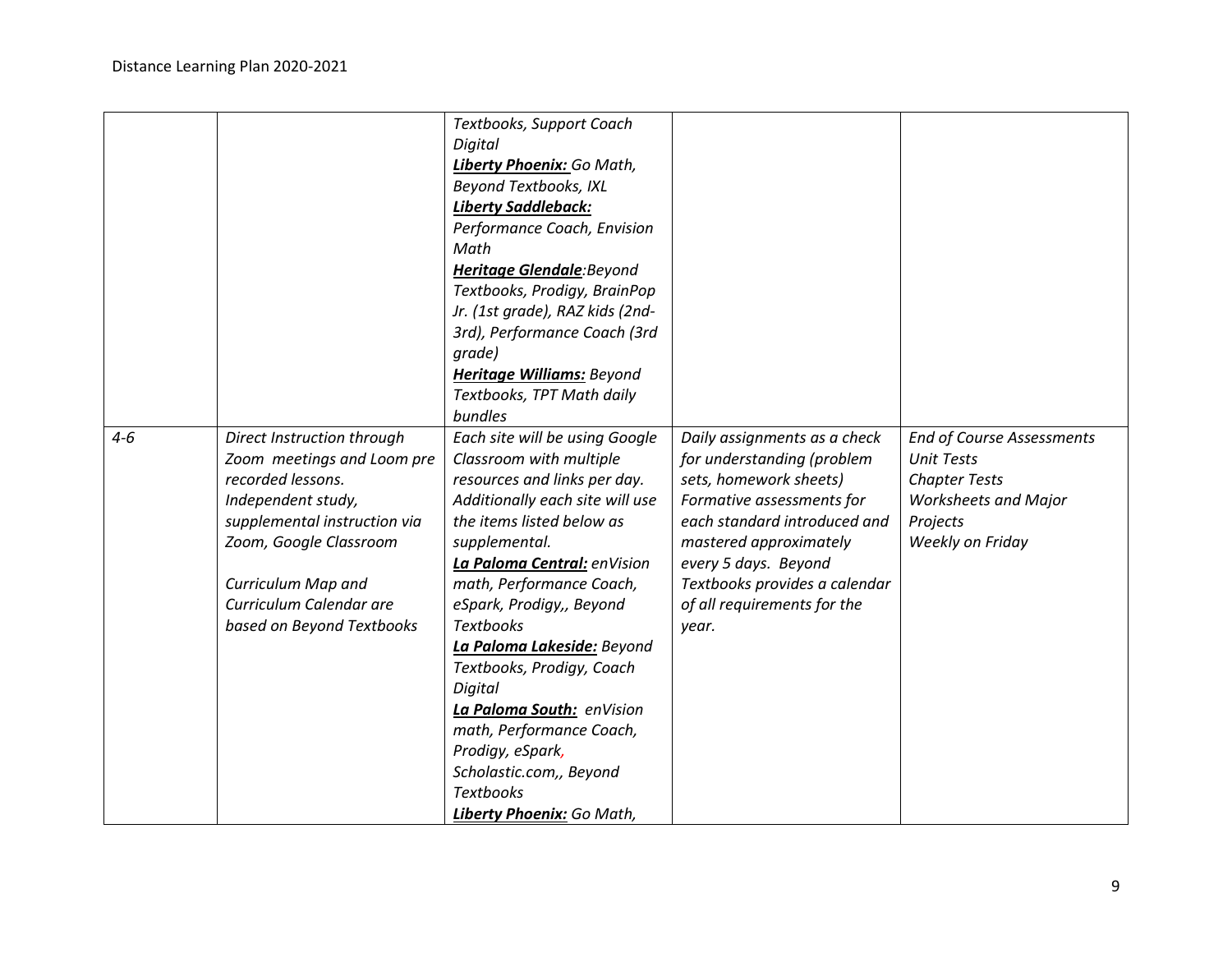| | | | | |
|---|---|---|---|---|
| | | *Textbooks, Support Coach Digital*<br>***Liberty Phoenix:*** *Go Math, Beyond Textbooks, IXL*<br>***Liberty Saddleback:*** *Performance Coach, Envision Math*<br>***Heritage Glendale***:*Beyond Textbooks, Prodigy, BrainPop Jr. (1st grade), RAZ kids (2nd-3rd), Performance Coach (3rd grade)*<br>***Heritage Williams:*** *Beyond Textbooks, TPT Math daily bundles* | | |
| *4-6* | *Direct Instruction through Zoom meetings and Loom pre recorded lessons.*<br>*Independent study, supplemental instruction via Zoom, Google Classroom*<br><br>*Curriculum Map and Curriculum Calendar are based on Beyond Textbooks* | *Each site will be using Google Classroom with multiple resources and links per day. Additionally each site will use the items listed below as supplemental.*<br>***La Paloma Central:*** *enVision math, Performance Coach, eSpark, Prodigy,, Beyond Textbooks*<br>***La Paloma Lakeside:*** *Beyond Textbooks, Prodigy, Coach Digital*<br>***La Paloma South:*** *enVision math, Performance Coach, Prodigy, eSpark, Scholastic.com,, Beyond Textbooks*<br>***Liberty Phoenix:*** *Go Math,* | *Daily assignments as a check for understanding (problem sets, homework sheets)*<br>*Formative assessments for each standard introduced and mastered approximately every 5 days. Beyond Textbooks provides a calendar of all requirements for the year.* | *End of Course Assessments*<br>*Unit Tests*<br>*Chapter Tests*<br>*Worksheets and Major Projects*<br>*Weekly on Friday* |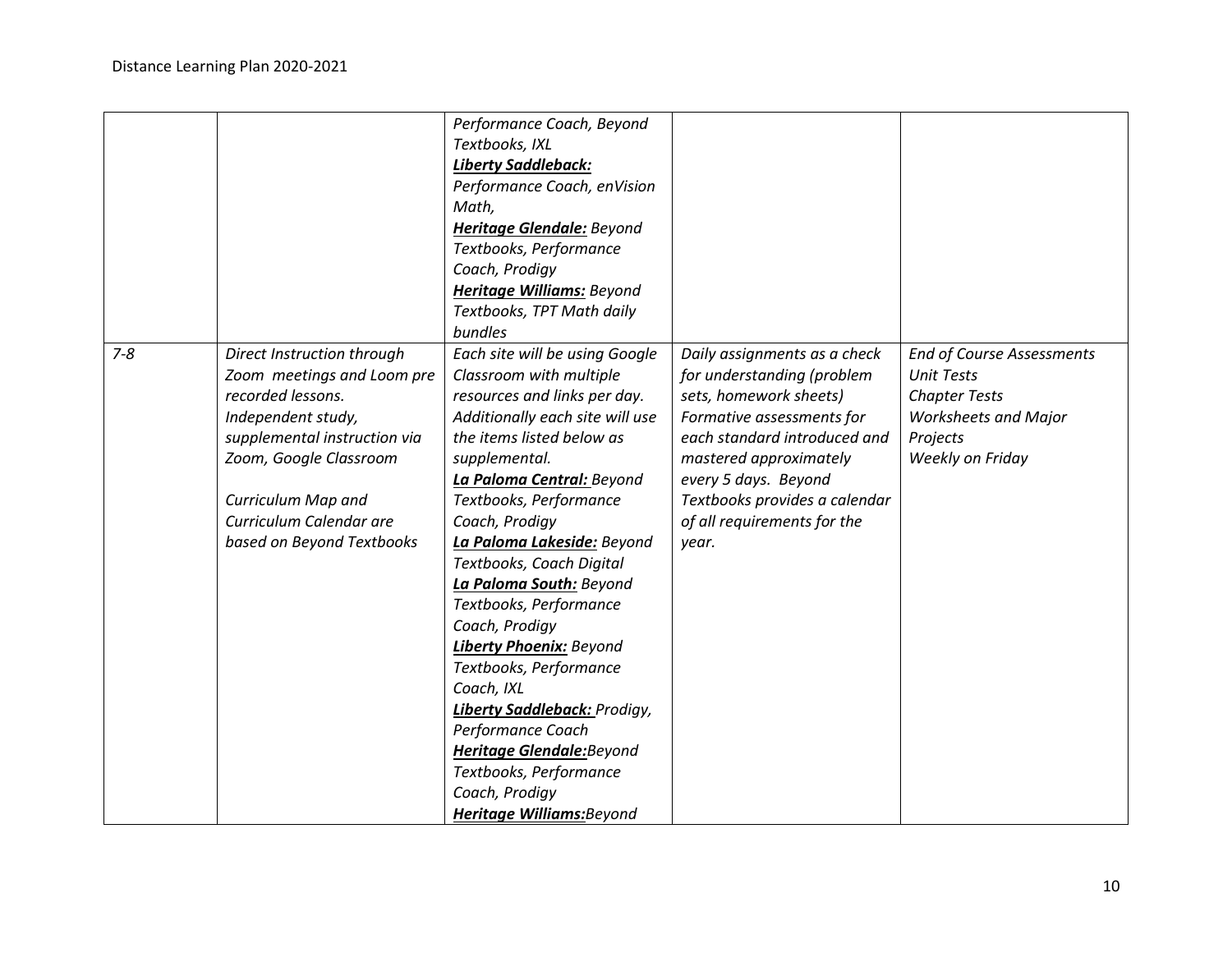| | | | | |
|---|---|---|---|---|
| | | *Performance Coach, Beyond Textbooks, IXL* ***Liberty Saddleback:*** *Performance Coach, enVision Math,* ***Heritage Glendale:*** *Beyond Textbooks, Performance Coach, Prodigy* ***Heritage Williams:*** *Beyond Textbooks, TPT Math daily bundles* | | |
| *7-8* | *Direct Instruction through Zoom meetings and Loom pre recorded lessons. Independent study, supplemental instruction via Zoom, Google Classroom*<br><br>*Curriculum Map and Curriculum Calendar are based on Beyond Textbooks* | *Each site will be using Google Classroom with multiple resources and links per day. Additionally each site will use the items listed below as supplemental.* ***La Paloma Central:*** *Beyond Textbooks, Performance Coach, Prodigy* ***La Paloma Lakeside:*** *Beyond Textbooks, Coach Digital* ***La Paloma South:*** *Beyond Textbooks, Performance Coach, Prodigy* ***Liberty Phoenix:*** *Beyond Textbooks, Performance Coach, IXL* ***Liberty Saddleback:*** *Prodigy, Performance Coach* ***Heritage Glendale:****Beyond Textbooks, Performance Coach, Prodigy* ***Heritage Williams:****Beyond* | *Daily assignments as a check for understanding (problem sets, homework sheets) Formative assessments for each standard introduced and mastered approximately every 5 days. Beyond Textbooks provides a calendar of all requirements for the year.* | *End of Course Assessments*<br>*Unit Tests*<br>*Chapter Tests*<br>*Worksheets and Major Projects*<br>*Weekly on Friday* |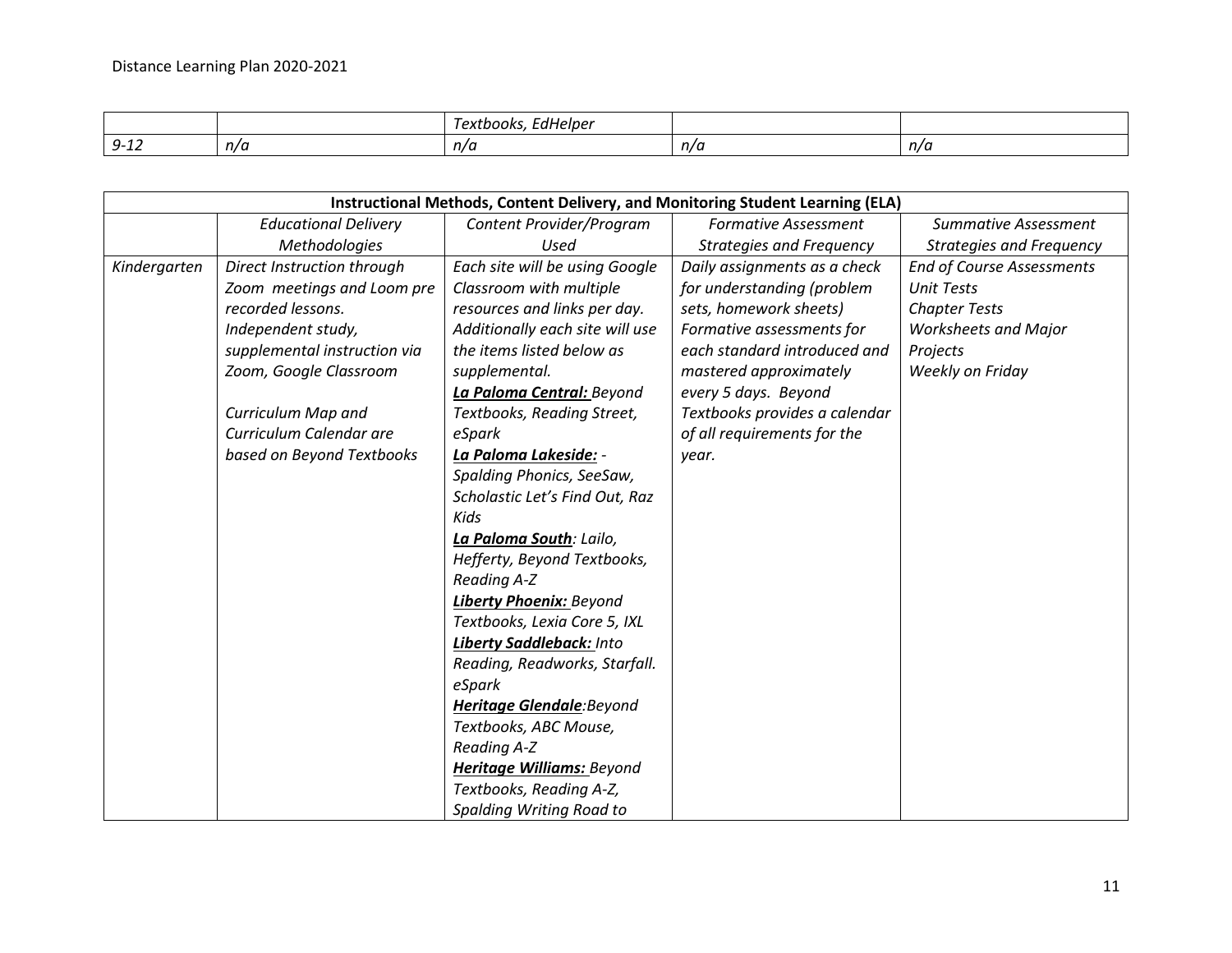| | | *Textbooks, EdHelper* | | |
|---|---|---|---|---|
| *9-12* | *n/a* | *n/a* | *n/a* | *n/a* |

| **Instructional Methods, Content Delivery, and Monitoring Student Learning (ELA)** | | | | |
|---|---|---|---|---|
| | *Educational Delivery Methodologies* | *Content Provider/Program Used* | *Formative Assessment Strategies and Frequency* | *Summative Assessment Strategies and Frequency* |
| *Kindergarten* | *Direct Instruction through Zoom meetings and Loom pre recorded lessons.*<br>*Independent study, supplemental instruction via Zoom, Google Classroom*<br><br>*Curriculum Map and Curriculum Calendar are based on Beyond Textbooks* | *Each site will be using Google Classroom with multiple resources and links per day. Additionally each site will use the items listed below as supplemental.*<br>***La Paloma Central:*** *Beyond Textbooks, Reading Street, eSpark*<br>***La Paloma Lakeside:*** *- Spalding Phonics, SeeSaw, Scholastic Let's Find Out, Raz Kids*<br>***La Paloma South****: Lailo, Hefferty, Beyond Textbooks, Reading A-Z*<br>***Liberty Phoenix:*** *Beyond Textbooks, Lexia Core 5, IXL*<br>***Liberty Saddleback:*** *Into Reading, Readworks, Starfall. eSpark*<br>***Heritage Glendale****:Beyond Textbooks, ABC Mouse, Reading A-Z*<br>***Heritage Williams:*** *Beyond Textbooks, Reading A-Z, Spalding Writing Road to* | *Daily assignments as a check for understanding (problem sets, homework sheets)*<br>*Formative assessments for each standard introduced and mastered approximately every 5 days. Beyond Textbooks provides a calendar of all requirements for the year.* | *End of Course Assessments*<br>*Unit Tests*<br>*Chapter Tests*<br>*Worksheets and Major Projects*<br>*Weekly on Friday* |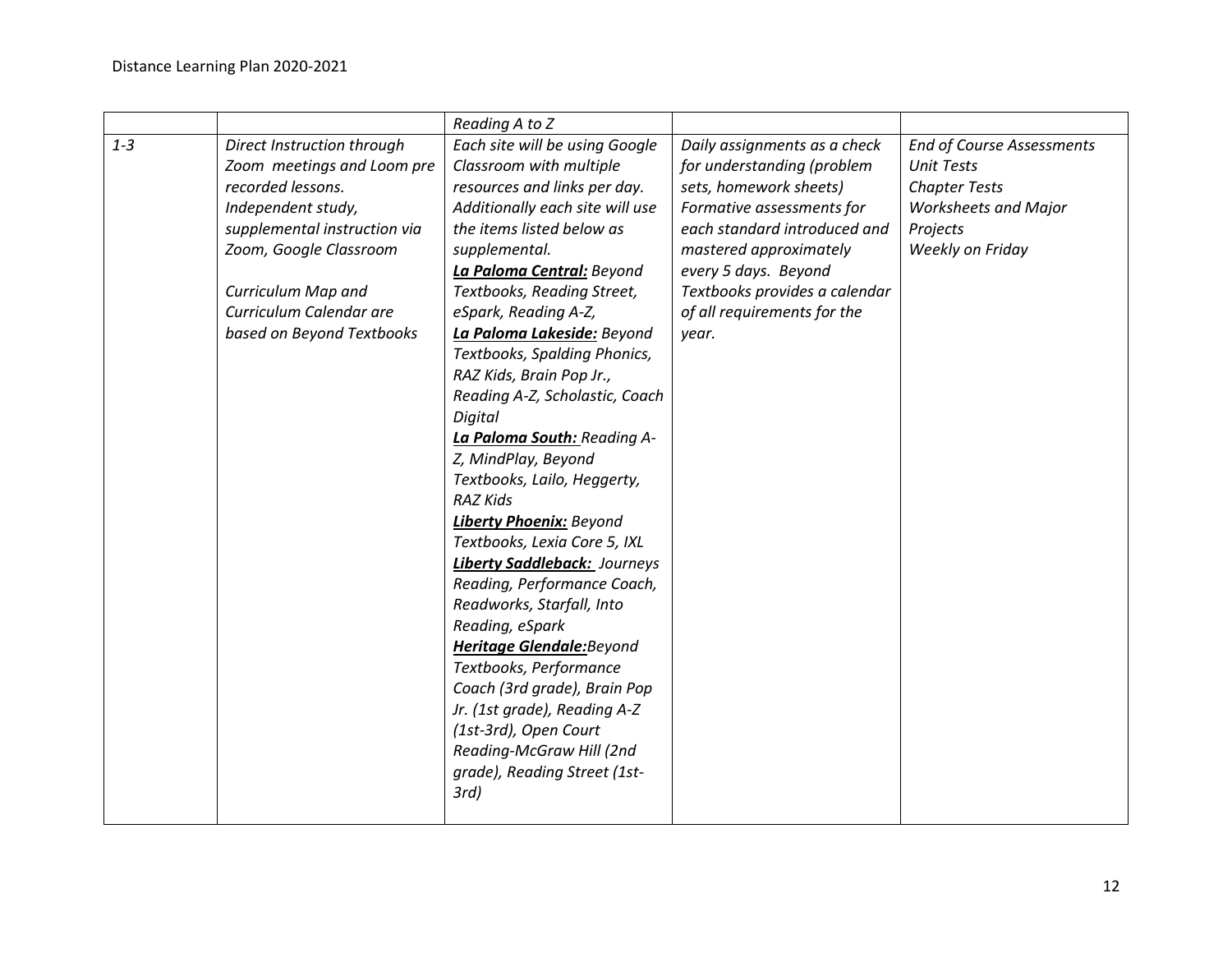| | | | | |
|---|---|---|---|---|
| | | *Reading A to Z* | | |
| *1-3* | *Direct Instruction through Zoom meetings and Loom pre recorded lessons.*<br>*Independent study, supplemental instruction via Zoom, Google Classroom*<br><br>*Curriculum Map and Curriculum Calendar are based on Beyond Textbooks* | *Each site will be using Google Classroom with multiple resources and links per day. Additionally each site will use the items listed below as supplemental.*<br>***La Paloma Central:*** *Beyond Textbooks, Reading Street, eSpark, Reading A-Z,*<br>***La Paloma Lakeside:*** *Beyond Textbooks, Spalding Phonics, RAZ Kids, Brain Pop Jr., Reading A-Z, Scholastic, Coach Digital*<br>***La Paloma South:*** *Reading A-Z, MindPlay, Beyond Textbooks, Lailo, Heggerty, RAZ Kids*<br>***Liberty Phoenix:*** *Beyond Textbooks, Lexia Core 5, IXL*<br>***Liberty Saddleback:*** *Journeys Reading, Performance Coach, Readworks, Starfall, Into Reading, eSpark*<br>***Heritage Glendale:****Beyond Textbooks, Performance Coach (3rd grade), Brain Pop Jr. (1st grade), Reading A-Z (1st-3rd), Open Court Reading-McGraw Hill (2nd grade), Reading Street (1st-3rd)* | *Daily assignments as a check for understanding (problem sets, homework sheets)*<br>*Formative assessments for each standard introduced and mastered approximately every 5 days. Beyond Textbooks provides a calendar of all requirements for the year.* | *End of Course Assessments*<br>*Unit Tests*<br>*Chapter Tests*<br>*Worksheets and Major Projects*<br>*Weekly on Friday* |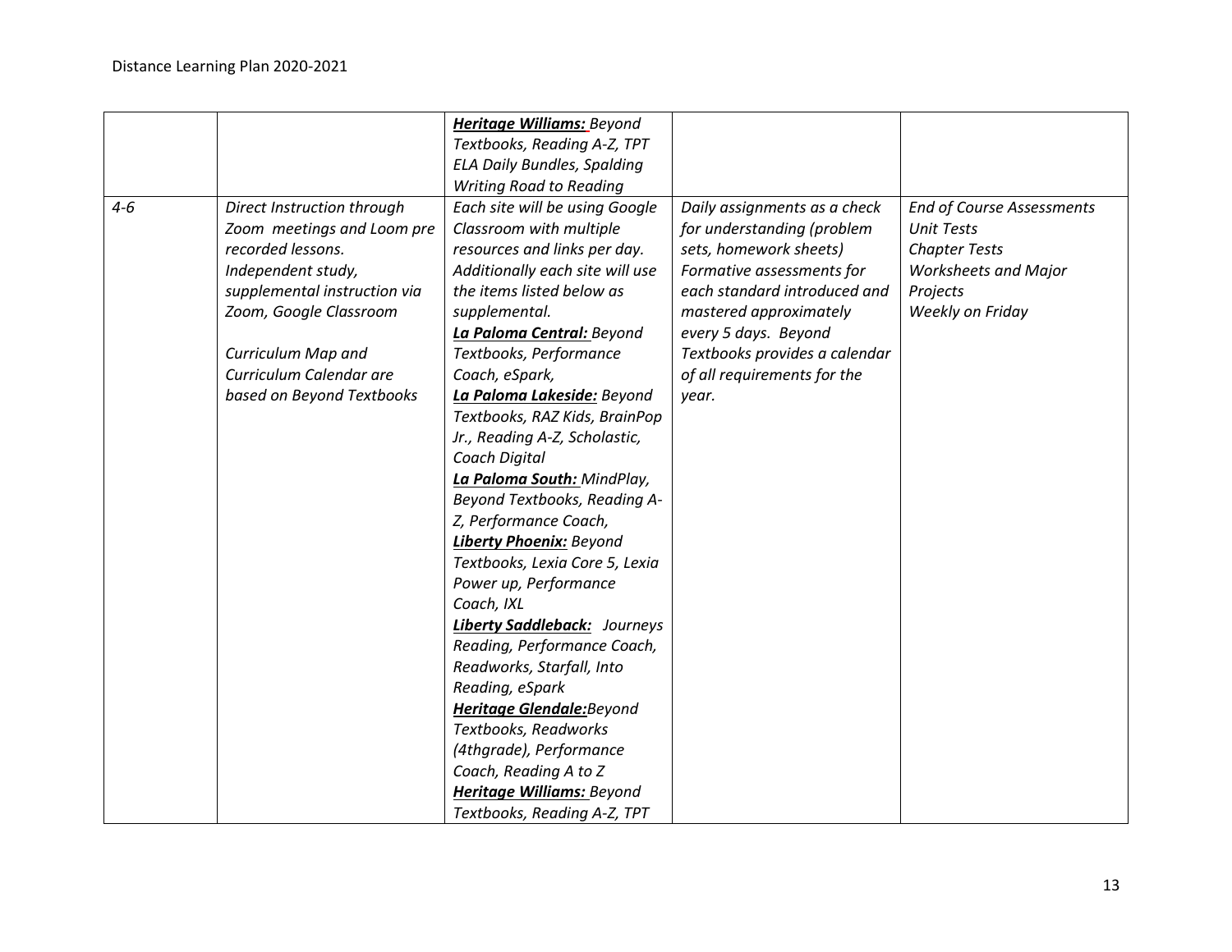| | | | | |
|---|---|---|---|---|
| | | ***Heritage Williams:*** *Beyond Textbooks, Reading A-Z, TPT ELA Daily Bundles, Spalding Writing Road to Reading* | | |
| *4-6* | *Direct Instruction through Zoom meetings and Loom pre recorded lessons. Independent study, supplemental instruction via Zoom, Google Classroom*<br><br>*Curriculum Map and Curriculum Calendar are based on Beyond Textbooks* | *Each site will be using Google Classroom with multiple resources and links per day. Additionally each site will use the items listed below as supplemental.*<br>***La Paloma Central:*** *Beyond Textbooks, Performance Coach, eSpark,*<br>***La Paloma Lakeside:*** *Beyond Textbooks, RAZ Kids, BrainPop Jr., Reading A-Z, Scholastic, Coach Digital*<br>***La Paloma South:*** *MindPlay, Beyond Textbooks, Reading A-Z, Performance Coach,*<br>***Liberty Phoenix:*** *Beyond Textbooks, Lexia Core 5, Lexia Power up, Performance Coach, IXL*<br>***Liberty Saddleback:*** *Journeys Reading, Performance Coach, Readworks, Starfall, Into Reading, eSpark*<br>***Heritage Glendale:*** *Beyond Textbooks, Readworks (4thgrade), Performance Coach, Reading A to Z*<br>***Heritage Williams:*** *Beyond Textbooks, Reading A-Z, TPT* | *Daily assignments as a check for understanding (problem sets, homework sheets) Formative assessments for each standard introduced and mastered approximately every 5 days. Beyond Textbooks provides a calendar of all requirements for the year.* | *End of Course Assessments*<br>*Unit Tests*<br>*Chapter Tests*<br>*Worksheets and Major Projects*<br>*Weekly on Friday* |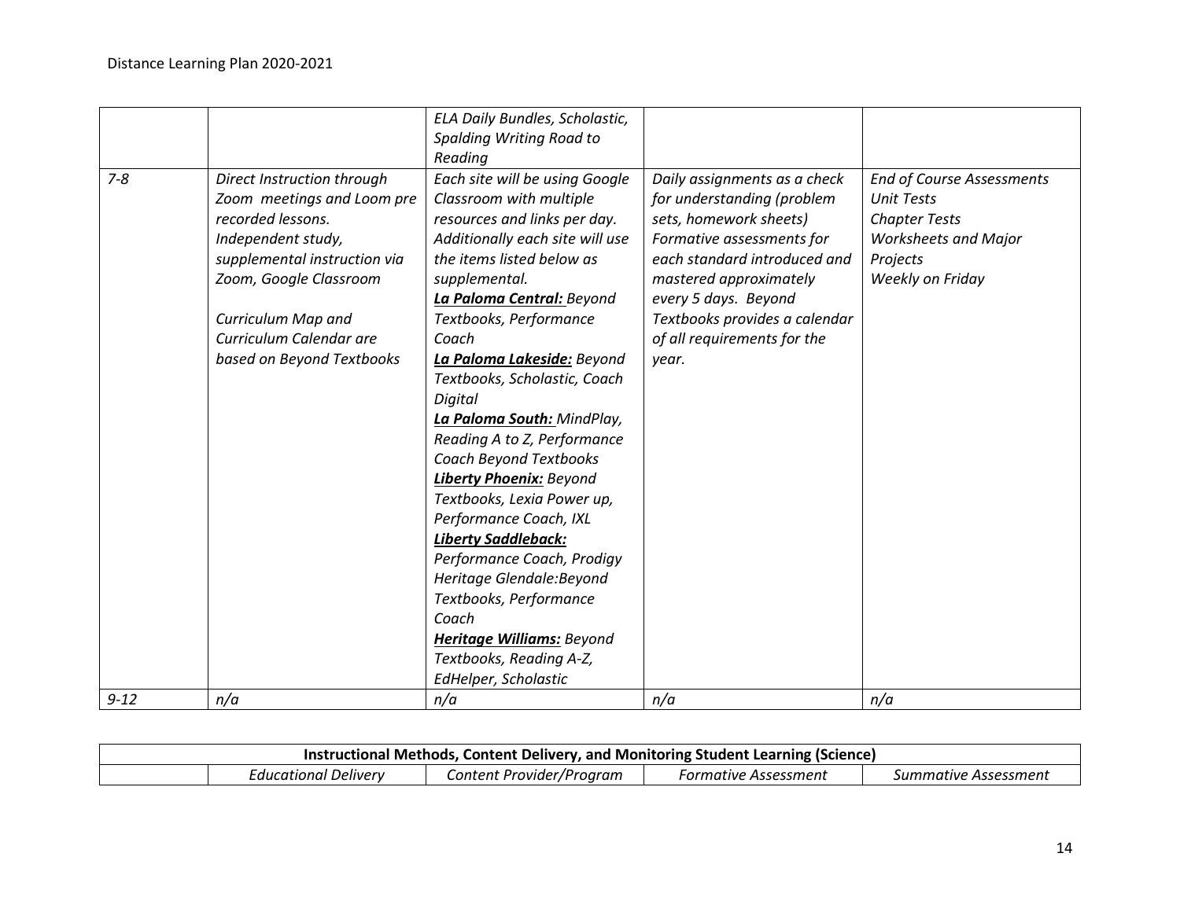| | | | | |
|---|---|---|---|---|
| | | *ELA Daily Bundles, Scholastic, Spalding Writing Road to Reading* | | |
| *7-8* | *Direct Instruction through Zoom meetings and Loom pre recorded lessons.*<br>*Independent study, supplemental instruction via Zoom, Google Classroom*<br><br>*Curriculum Map and Curriculum Calendar are based on Beyond Textbooks* | *Each site will be using Google Classroom with multiple resources and links per day. Additionally each site will use the items listed below as supplemental.*<br>***La Paloma Central:*** *Beyond Textbooks, Performance Coach*<br>***La Paloma Lakeside:*** *Beyond Textbooks, Scholastic, Coach Digital*<br>***La Paloma South:*** *MindPlay, Reading A to Z, Performance Coach Beyond Textbooks*<br>***Liberty Phoenix:*** *Beyond Textbooks, Lexia Power up, Performance Coach, IXL*<br>***Liberty Saddleback:*** *Performance Coach, Prodigy*<br>*Heritage Glendale:Beyond Textbooks, Performance Coach*<br>***Heritage Williams:*** *Beyond Textbooks, Reading A-Z, EdHelper, Scholastic* | *Daily assignments as a check for understanding (problem sets, homework sheets)*<br>*Formative assessments for each standard introduced and mastered approximately every 5 days. Beyond Textbooks provides a calendar of all requirements for the year.* | *End of Course Assessments*<br>*Unit Tests*<br>*Chapter Tests*<br>*Worksheets and Major Projects*<br>*Weekly on Friday* |
| *9-12* | *n/a* | *n/a* | *n/a* | *n/a* |

| **Instructional Methods, Content Delivery, and Monitoring Student Learning (Science)** | | | | |
|---|---|---|---|---|
| | *Educational Delivery* | *Content Provider/Program* | *Formative Assessment* | *Summative Assessment* |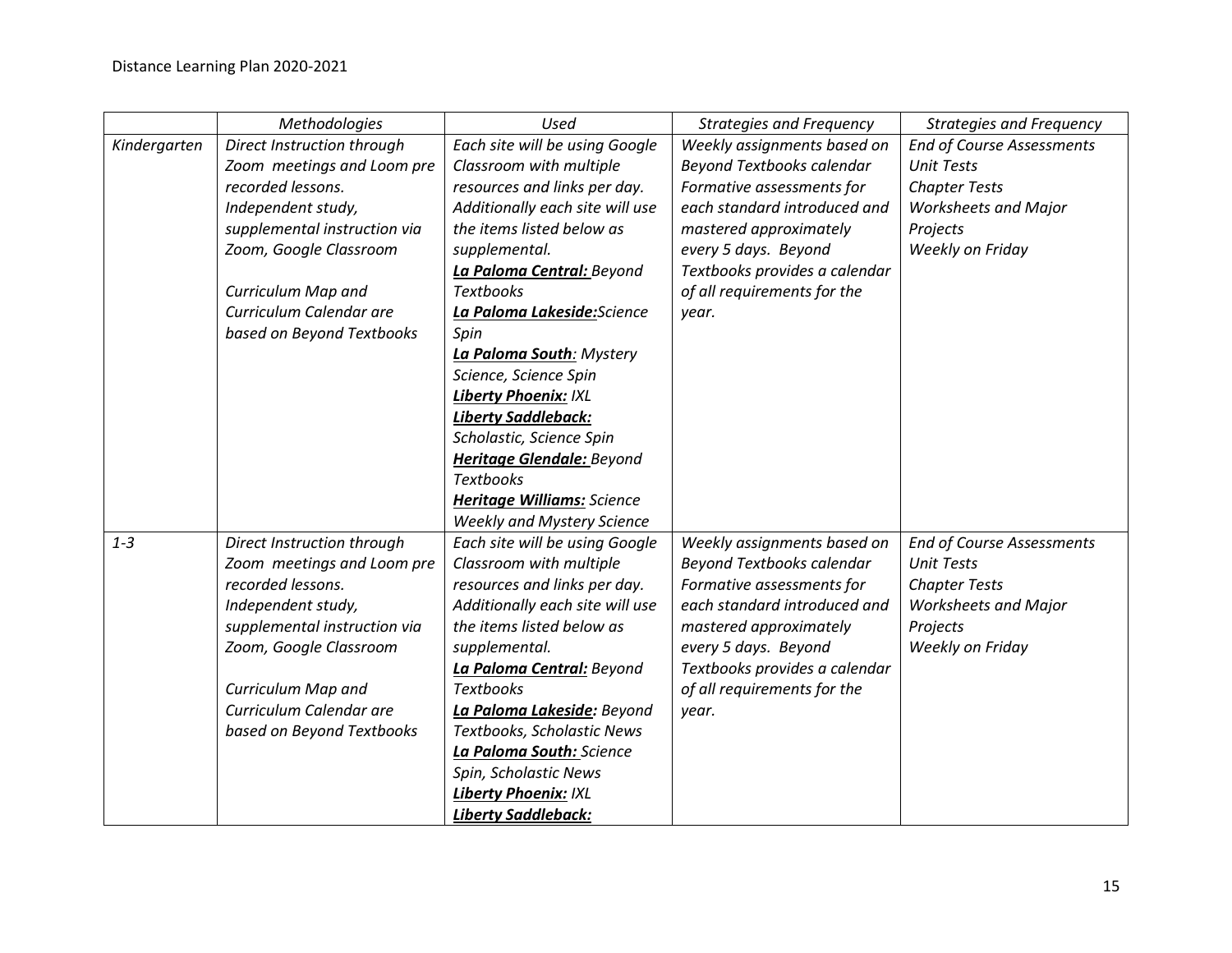| | *Methodologies* | *Used* | *Strategies and Frequency* | *Strategies and Frequency* |
|---|---|---|---|---|
| *Kindergarten* | *Direct Instruction through Zoom meetings and Loom pre recorded lessons. Independent study, supplemental instruction via Zoom, Google Classroom*<br><br>*Curriculum Map and Curriculum Calendar are based on Beyond Textbooks* | *Each site will be using Google Classroom with multiple resources and links per day. Additionally each site will use the items listed below as supplemental.*<br>***La Paloma Central:*** *Beyond Textbooks*<br>***La Paloma Lakeside:*** *Science Spin*<br>***La Paloma South****: Mystery Science, Science Spin*<br>***Liberty Phoenix:*** *IXL*<br>***Liberty Saddleback:*** *Scholastic, Science Spin*<br>***Heritage Glendale:*** *Beyond Textbooks*<br>***Heritage Williams:*** *Science Weekly and Mystery Science* | *Weekly assignments based on Beyond Textbooks calendar Formative assessments for each standard introduced and mastered approximately every 5 days. Beyond Textbooks provides a calendar of all requirements for the year.* | *End of Course Assessments*<br>*Unit Tests*<br>*Chapter Tests*<br>*Worksheets and Major Projects*<br>*Weekly on Friday* |
| *1-3* | *Direct Instruction through Zoom meetings and Loom pre recorded lessons. Independent study, supplemental instruction via Zoom, Google Classroom*<br><br>*Curriculum Map and Curriculum Calendar are based on Beyond Textbooks* | *Each site will be using Google Classroom with multiple resources and links per day. Additionally each site will use the items listed below as supplemental.*<br>***La Paloma Central:*** *Beyond Textbooks*<br>***La Paloma Lakeside:*** *Beyond Textbooks, Scholastic News*<br>***La Paloma South:*** *Science Spin, Scholastic News*<br>***Liberty Phoenix:*** *IXL*<br>***Liberty Saddleback:*** | *Weekly assignments based on Beyond Textbooks calendar Formative assessments for each standard introduced and mastered approximately every 5 days. Beyond Textbooks provides a calendar of all requirements for the year.* | *End of Course Assessments*<br>*Unit Tests*<br>*Chapter Tests*<br>*Worksheets and Major Projects*<br>*Weekly on Friday* |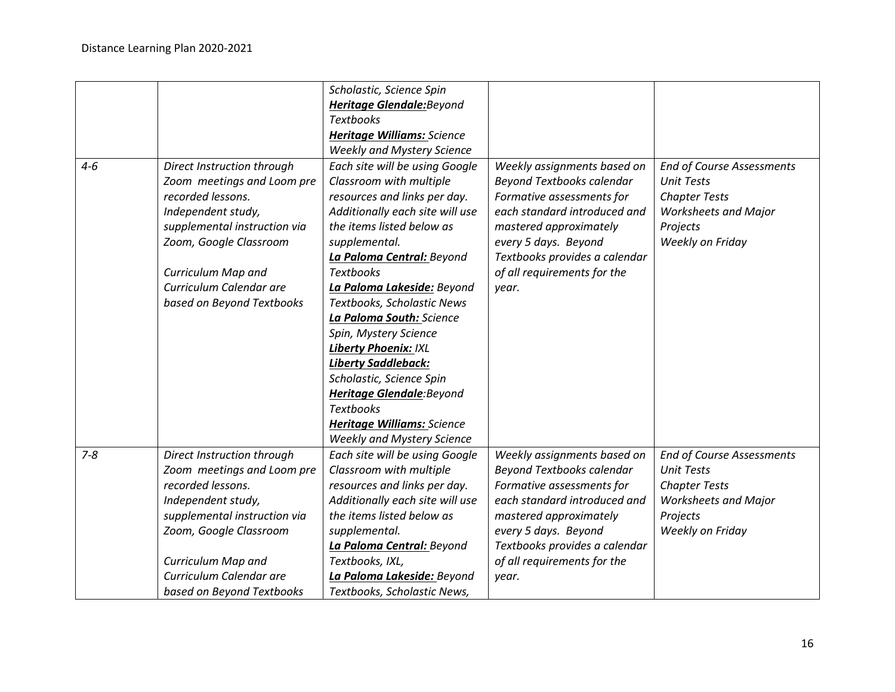| | | | | |
|---|---|---|---|---|
| | | *Scholastic, Science Spin* ***Heritage Glendale:****Beyond Textbooks* ***Heritage Williams:*** *Science Weekly and Mystery Science* | | |
| *4-6* | *Direct Instruction through Zoom meetings and Loom pre recorded lessons. Independent study, supplemental instruction via Zoom, Google Classroom*<br><br>*Curriculum Map and Curriculum Calendar are based on Beyond Textbooks* | *Each site will be using Google Classroom with multiple resources and links per day. Additionally each site will use the items listed below as supplemental.* ***La Paloma Central:*** *Beyond Textbooks* ***La Paloma Lakeside:*** *Beyond Textbooks, Scholastic News* ***La Paloma South:*** *Science Spin, Mystery Science* ***Liberty Phoenix:*** *IXL* ***Liberty Saddleback:*** *Scholastic, Science Spin* ***Heritage Glendale****:Beyond Textbooks* ***Heritage Williams:*** *Science Weekly and Mystery Science* | *Weekly assignments based on Beyond Textbooks calendar Formative assessments for each standard introduced and mastered approximately every 5 days. Beyond Textbooks provides a calendar of all requirements for the year.* | *End of Course Assessments Unit Tests Chapter Tests Worksheets and Major Projects Weekly on Friday* |
| *7-8* | *Direct Instruction through Zoom meetings and Loom pre recorded lessons. Independent study, supplemental instruction via Zoom, Google Classroom*<br><br>*Curriculum Map and Curriculum Calendar are based on Beyond Textbooks* | *Each site will be using Google Classroom with multiple resources and links per day. Additionally each site will use the items listed below as supplemental.* ***La Paloma Central:*** *Beyond Textbooks, IXL,* ***La Paloma Lakeside:*** *Beyond Textbooks, Scholastic News,* | *Weekly assignments based on Beyond Textbooks calendar Formative assessments for each standard introduced and mastered approximately every 5 days. Beyond Textbooks provides a calendar of all requirements for the year.* | *End of Course Assessments Unit Tests Chapter Tests Worksheets and Major Projects Weekly on Friday* |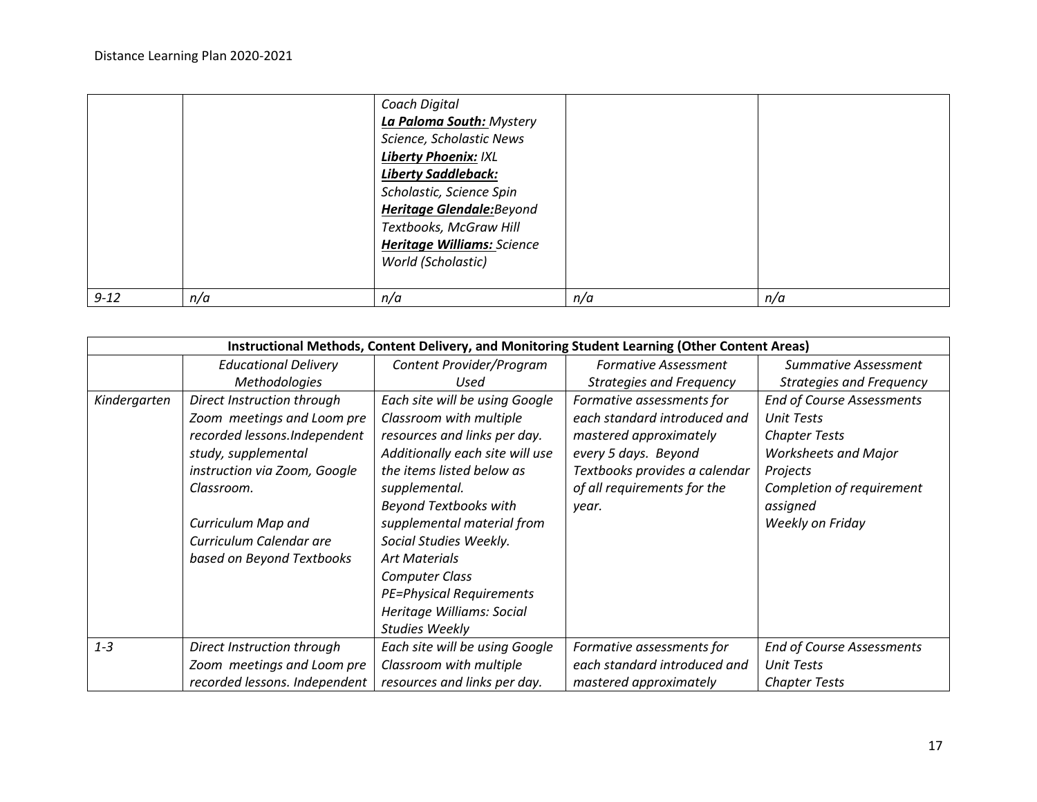| | | | | |
|---|---|---|---|---|
| | | *Coach Digital* ***La Paloma South:*** *Mystery Science, Scholastic News* ***Liberty Phoenix:*** *IXL* ***Liberty Saddleback:*** *Scholastic, Science Spin* ***Heritage Glendale:***_Beyond Textbooks, McGraw Hill_ ***Heritage Williams:*** *Science World (Scholastic)* | | |
| *9-12* | *n/a* | *n/a* | *n/a* | *n/a* |

| **Instructional Methods, Content Delivery, and Monitoring Student Learning (Other Content Areas)** | | | | |
|---|---|---|---|---|
| | *Educational Delivery Methodologies* | *Content Provider/Program Used* | *Formative Assessment Strategies and Frequency* | *Summative Assessment Strategies and Frequency* |
| *Kindergarten* | *Direct Instruction through Zoom meetings and Loom pre recorded lessons.Independent study, supplemental instruction via Zoom, Google Classroom.*<br><br>*Curriculum Map and Curriculum Calendar are based on Beyond Textbooks* | *Each site will be using Google Classroom with multiple resources and links per day. Additionally each site will use the items listed below as supplemental.*<br>*Beyond Textbooks with supplemental material from Social Studies Weekly.*<br>*Art Materials*<br>*Computer Class*<br>*PE=Physical Requirements*<br>*Heritage Williams: Social Studies Weekly* | *Formative assessments for each standard introduced and mastered approximately every 5 days. Beyond Textbooks provides a calendar of all requirements for the year.* | *End of Course Assessments*<br>*Unit Tests*<br>*Chapter Tests*<br>*Worksheets and Major Projects*<br>*Completion of requirement assigned*<br>*Weekly on Friday* |
| *1-3* | *Direct Instruction through Zoom meetings and Loom pre recorded lessons. Independent* | *Each site will be using Google Classroom with multiple resources and links per day.* | *Formative assessments for each standard introduced and mastered approximately* | *End of Course Assessments*<br>*Unit Tests*<br>*Chapter Tests* |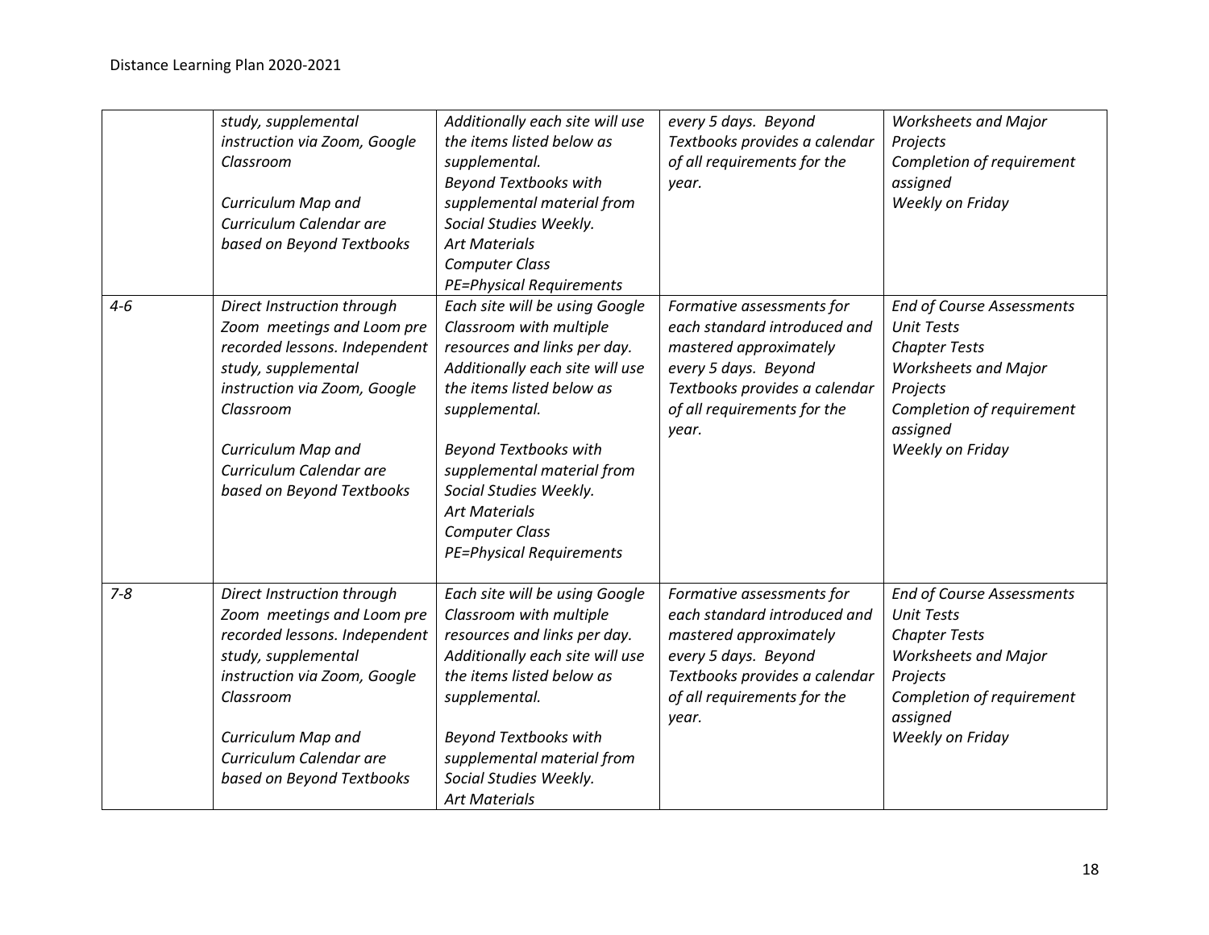| | | | | |
|---|---|---|---|---|
| | *study, supplemental instruction via Zoom, Google Classroom*<br><br>*Curriculum Map and Curriculum Calendar are based on Beyond Textbooks* | *Additionally each site will use the items listed below as supplemental.*<br>*Beyond Textbooks with supplemental material from Social Studies Weekly.*<br>*Art Materials*<br>*Computer Class*<br>*PE=Physical Requirements* | *every 5 days. Beyond Textbooks provides a calendar of all requirements for the year.* | *Worksheets and Major Projects*<br>*Completion of requirement assigned*<br>*Weekly on Friday* |
| *4-6* | *Direct Instruction through Zoom meetings and Loom pre recorded lessons. Independent study, supplemental instruction via Zoom, Google Classroom*<br><br>*Curriculum Map and Curriculum Calendar are based on Beyond Textbooks* | *Each site will be using Google Classroom with multiple resources and links per day. Additionally each site will use the items listed below as supplemental.*<br><br>*Beyond Textbooks with supplemental material from Social Studies Weekly.*<br>*Art Materials*<br>*Computer Class*<br>*PE=Physical Requirements* | *Formative assessments for each standard introduced and mastered approximately every 5 days. Beyond Textbooks provides a calendar of all requirements for the year.* | *End of Course Assessments*<br>*Unit Tests*<br>*Chapter Tests*<br>*Worksheets and Major Projects*<br>*Completion of requirement assigned*<br>*Weekly on Friday* |
| *7-8* | *Direct Instruction through Zoom meetings and Loom pre recorded lessons. Independent study, supplemental instruction via Zoom, Google Classroom*<br><br>*Curriculum Map and Curriculum Calendar are based on Beyond Textbooks* | *Each site will be using Google Classroom with multiple resources and links per day. Additionally each site will use the items listed below as supplemental.*<br><br>*Beyond Textbooks with supplemental material from Social Studies Weekly.*<br>*Art Materials* | *Formative assessments for each standard introduced and mastered approximately every 5 days. Beyond Textbooks provides a calendar of all requirements for the year.* | *End of Course Assessments*<br>*Unit Tests*<br>*Chapter Tests*<br>*Worksheets and Major Projects*<br>*Completion of requirement assigned*<br>*Weekly on Friday* |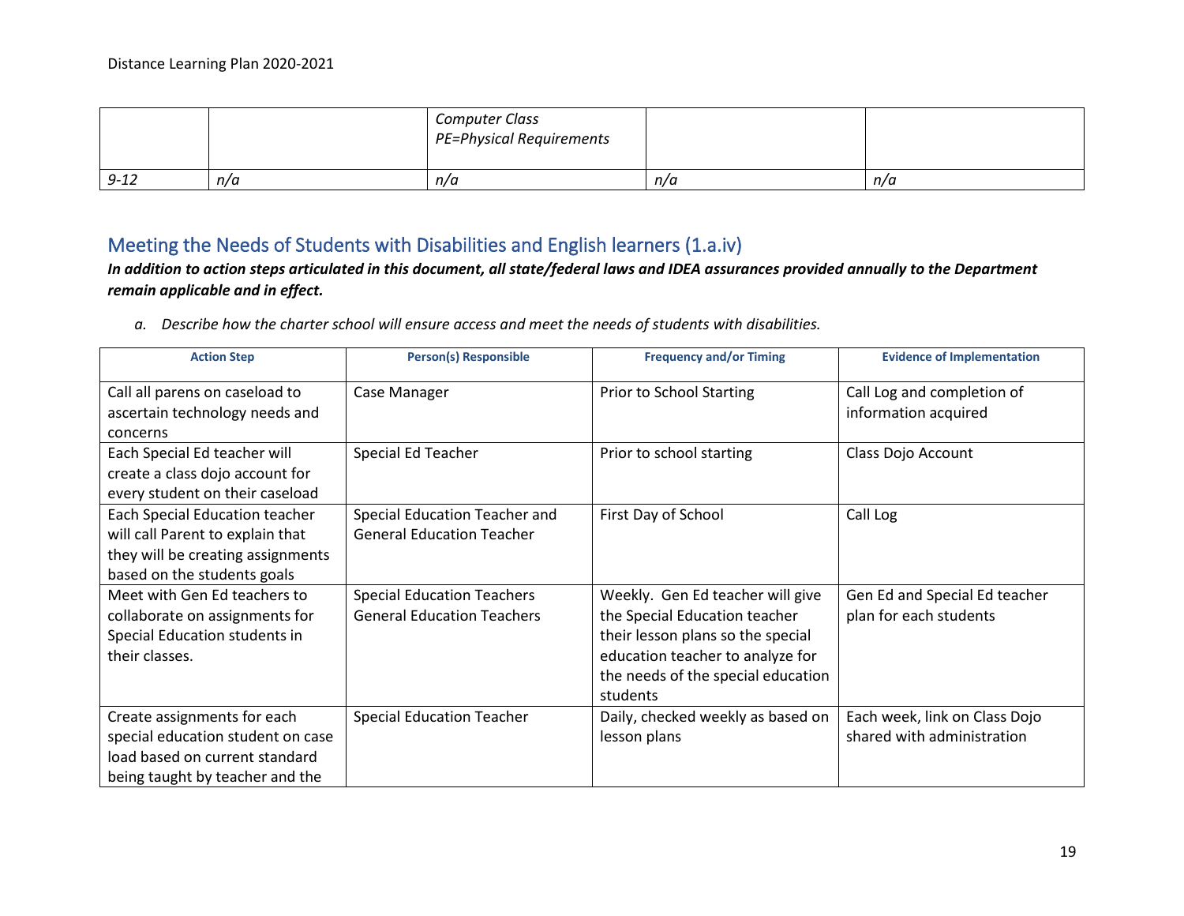| | | *Computer Class*<br>*PE=Physical Requirements* | | |
|---|---|---|---|---|
| *9-12* | *n/a* | *n/a* | *n/a* | *n/a* |

## Meeting the Needs of Students with Disabilities and English learners (1.a.iv)

***In addition to action steps articulated in this document, all state/federal laws and IDEA assurances provided annually to the Department remain applicable and in effect.***

*a. Describe how the charter school will ensure access and meet the needs of students with disabilities.*

| **Action Step** | **Person(s) Responsible** | **Frequency and/or Timing** | **Evidence of Implementation** |
|---|---|---|---|
| Call all parens on caseload to ascertain technology needs and concerns | Case Manager | Prior to School Starting | Call Log and completion of information acquired |
| Each Special Ed teacher will create a class dojo account for every student on their caseload | Special Ed Teacher | Prior to school starting | Class Dojo Account |
| Each Special Education teacher will call Parent to explain that they will be creating assignments based on the students goals | Special Education Teacher and General Education Teacher | First Day of School | Call Log |
| Meet with Gen Ed teachers to collaborate on assignments for Special Education students in their classes. | Special Education Teachers General Education Teachers | Weekly. Gen Ed teacher will give the Special Education teacher their lesson plans so the special education teacher to analyze for the needs of the special education students | Gen Ed and Special Ed teacher plan for each students |
| Create assignments for each special education student on case load based on current standard being taught by teacher and the | Special Education Teacher | Daily, checked weekly as based on lesson plans | Each week, link on Class Dojo shared with administration |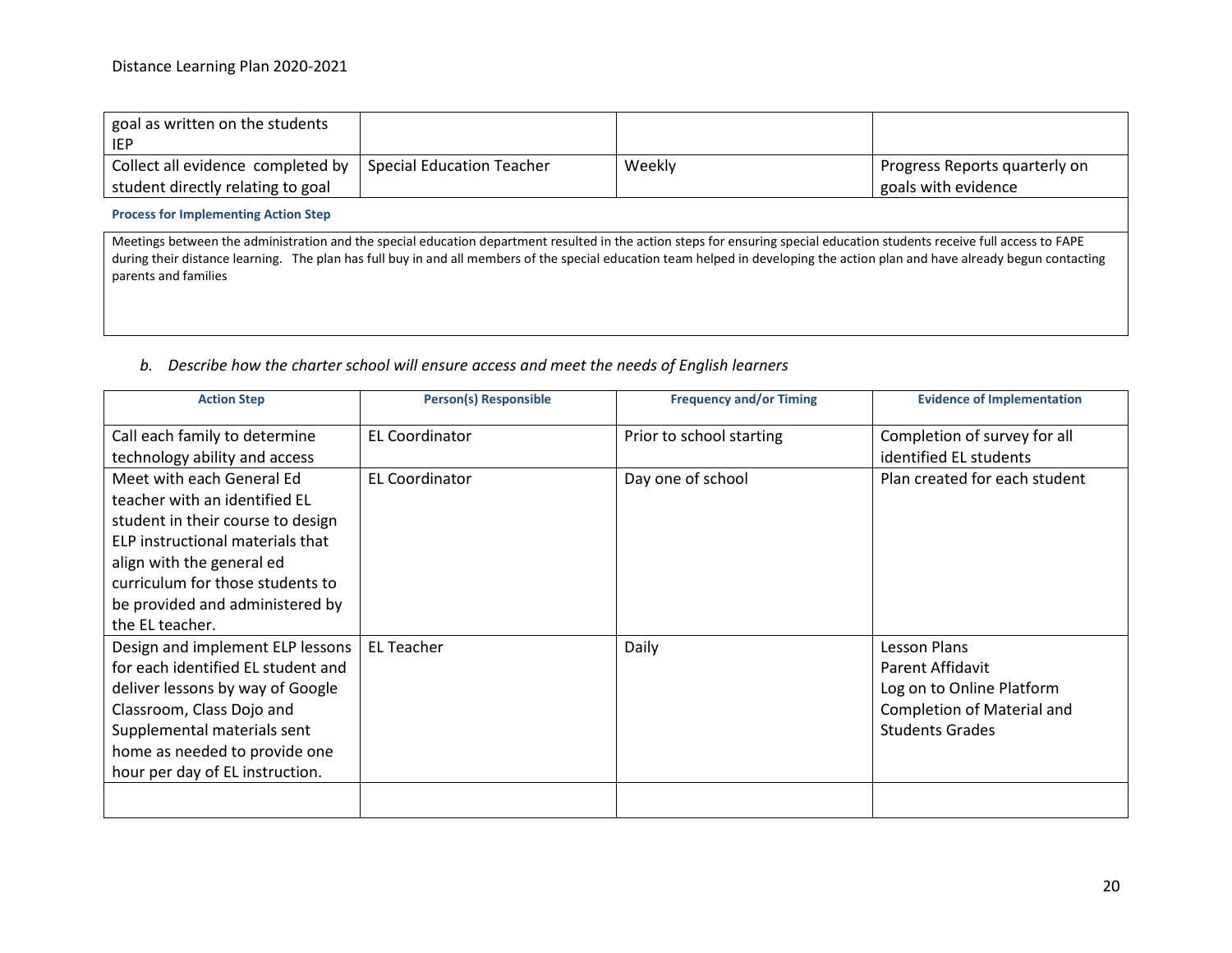| | | | |
|---|---|---|---|
| goal as written on the students IEP | | | |
| Collect all evidence completed by student directly relating to goal | Special Education Teacher | Weekly | Progress Reports quarterly on goals with evidence |

**Process for Implementing Action Step**

Meetings between the administration and the special education department resulted in the action steps for ensuring special education students receive full access to FAPE during their distance learning. The plan has full buy in and all members of the special education team helped in developing the action plan and have already begun contacting parents and families

*b. Describe how the charter school will ensure access and meet the needs of English learners*

| Action Step | Person(s) Responsible | Frequency and/or Timing | Evidence of Implementation |
|---|---|---|---|
| Call each family to determine technology ability and access | EL Coordinator | Prior to school starting | Completion of survey for all identified EL students |
| Meet with each General Ed teacher with an identified EL student in their course to design ELP instructional materials that align with the general ed curriculum for those students to be provided and administered by the EL teacher. | EL Coordinator | Day one of school | Plan created for each student |
| Design and implement ELP lessons for each identified EL student and deliver lessons by way of Google Classroom, Class Dojo and Supplemental materials sent home as needed to provide one hour per day of EL instruction. | EL Teacher | Daily | Lesson Plans<br>Parent Affidavit<br>Log on to Online Platform<br>Completion of Material and Students Grades |
| | | | |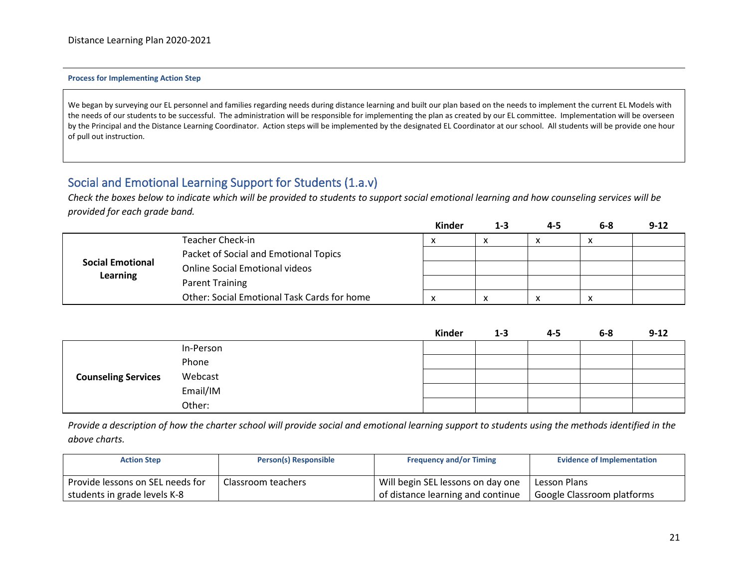**Process for Implementing Action Step**

We began by surveying our EL personnel and families regarding needs during distance learning and built our plan based on the needs to implement the current EL Models with the needs of our students to be successful. The administration will be responsible for implementing the plan as created by our EL committee. Implementation will be overseen by the Principal and the Distance Learning Coordinator. Action steps will be implemented by the designated EL Coordinator at our school. All students will be provide one hour of pull out instruction.

## Social and Emotional Learning Support for Students (1.a.v)

*Check the boxes below to indicate which will be provided to students to support social emotional learning and how counseling services will be provided for each grade band.*

| | | Kinder | 1-3 | 4-5 | 6-8 | 9-12 |
|---|---|---|---|---|---|---|
| **Social Emotional Learning** | Teacher Check-in | x | x | x | x | |
| | Packet of Social and Emotional Topics | | | | | |
| | Online Social Emotional videos | | | | | |
| | Parent Training | | | | | |
| | Other: Social Emotional Task Cards for home | x | x | x | x | |

| | | Kinder | 1-3 | 4-5 | 6-8 | 9-12 |
|---|---|---|---|---|---|---|
| **Counseling Services** | In-Person | | | | | |
| | Phone | | | | | |
| | Webcast | | | | | |
| | Email/IM | | | | | |
| | Other: | | | | | |

*Provide a description of how the charter school will provide social and emotional learning support to students using the methods identified in the above charts.*

| Action Step | Person(s) Responsible | Frequency and/or Timing | Evidence of Implementation |
|---|---|---|---|
| Provide lessons on SEL needs for students in grade levels K-8 | Classroom teachers | Will begin SEL lessons on day one of distance learning and continue | Lesson Plans<br>Google Classroom platforms |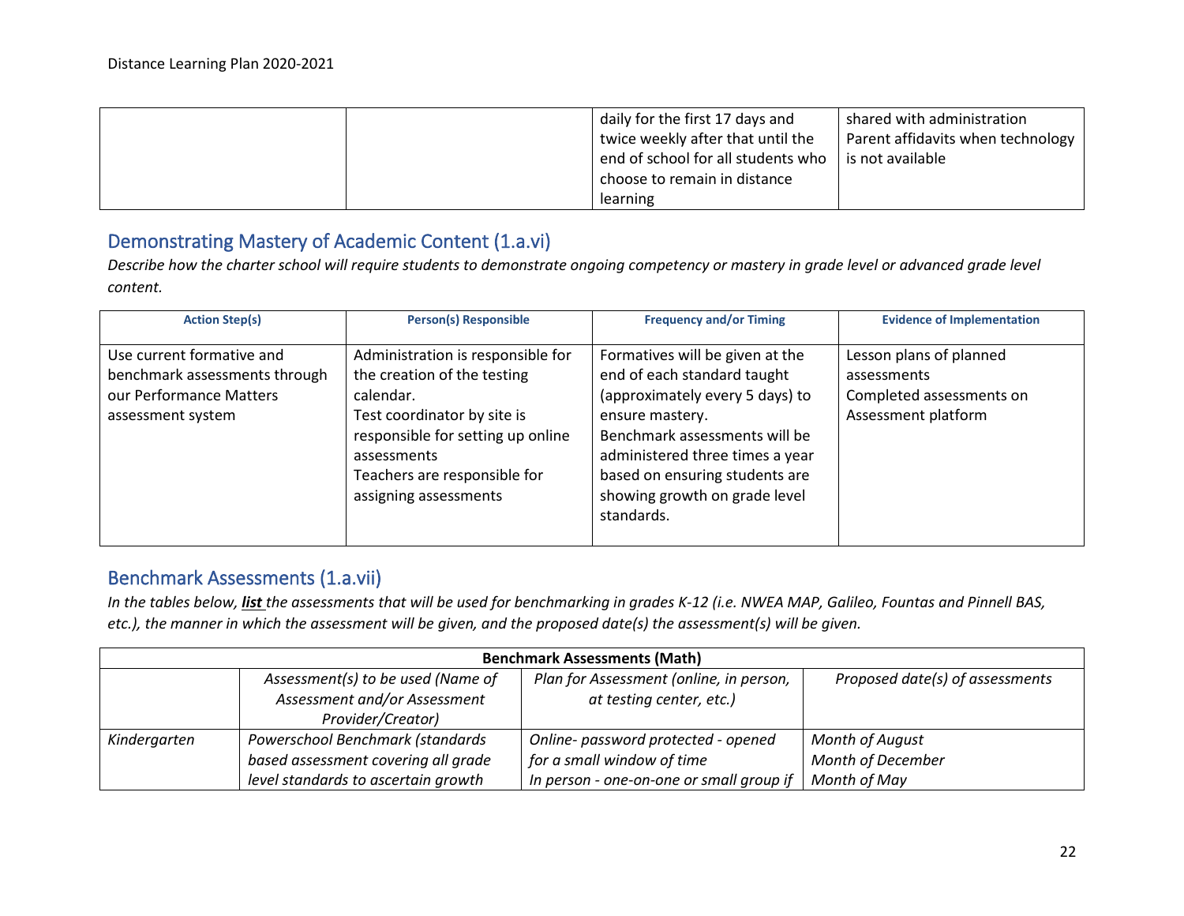| | | daily for the first 17 days and twice weekly after that until the end of school for all students who choose to remain in distance learning | shared with administration Parent affidavits when technology is not available |
|---|---|---|---|

## Demonstrating Mastery of Academic Content (1.a.vi)

*Describe how the charter school will require students to demonstrate ongoing competency or mastery in grade level or advanced grade level content.*

| Action Step(s) | Person(s) Responsible | Frequency and/or Timing | Evidence of Implementation |
|---|---|---|---|
| Use current formative and benchmark assessments through our Performance Matters assessment system | Administration is responsible for the creation of the testing calendar.<br>Test coordinator by site is responsible for setting up online assessments<br>Teachers are responsible for assigning assessments | Formatives will be given at the end of each standard taught (approximately every 5 days) to ensure mastery.<br>Benchmark assessments will be administered three times a year based on ensuring students are showing growth on grade level standards. | Lesson plans of planned assessments<br>Completed assessments on Assessment platform |

## Benchmark Assessments (1.a.vii)

*In the tables below, **list** the assessments that will be used for benchmarking in grades K-12 (i.e. NWEA MAP, Galileo, Fountas and Pinnell BAS, etc.), the manner in which the assessment will be given, and the proposed date(s) the assessment(s) will be given.*

| **Benchmark Assessments (Math)** | | | |
|---|---|---|---|
| | *Assessment(s) to be used (Name of Assessment and/or Assessment Provider/Creator)* | *Plan for Assessment (online, in person, at testing center, etc.)* | *Proposed date(s) of assessments* |
| *Kindergarten* | *Powerschool Benchmark (standards based assessment covering all grade level standards to ascertain growth* | *Online- password protected - opened for a small window of time*<br>*In person - one-on-one or small group if* | *Month of August*<br>*Month of December*<br>*Month of May* |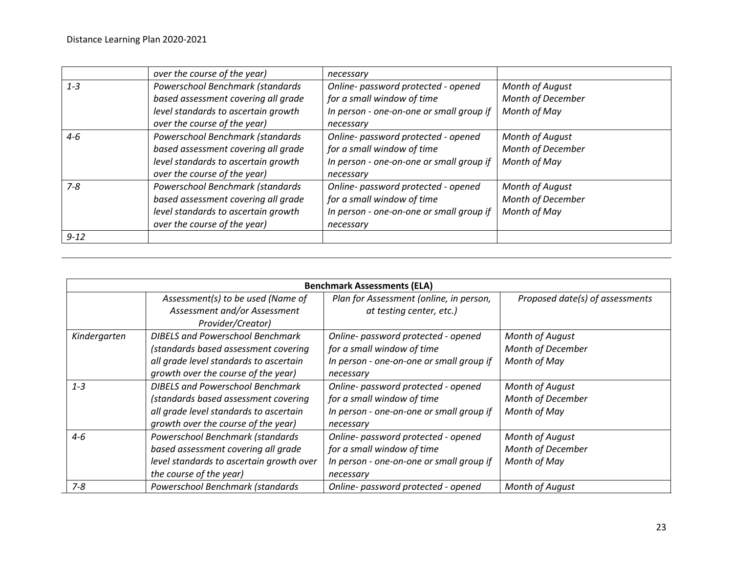| | over the course of the year) | necessary | |
|---|---|---|---|
| 1-3 | Powerschool Benchmark (standards based assessment covering all grade level standards to ascertain growth over the course of the year) | Online- password protected - opened for a small window of time<br>In person - one-on-one or small group if necessary | Month of August<br>Month of December<br>Month of May |
| 4-6 | Powerschool Benchmark (standards based assessment covering all grade level standards to ascertain growth over the course of the year) | Online- password protected - opened for a small window of time<br>In person - one-on-one or small group if necessary | Month of August<br>Month of December<br>Month of May |
| 7-8 | Powerschool Benchmark (standards based assessment covering all grade level standards to ascertain growth over the course of the year) | Online- password protected - opened for a small window of time<br>In person - one-on-one or small group if necessary | Month of August<br>Month of December<br>Month of May |
| 9-12 | | | |

| **Benchmark Assessments (ELA)** | | | |
|---|---|---|---|
| | *Assessment(s) to be used (Name of Assessment and/or Assessment Provider/Creator)* | *Plan for Assessment (online, in person, at testing center, etc.)* | *Proposed date(s) of assessments* |
| Kindergarten | DIBELS and Powerschool Benchmark (standards based assessment covering all grade level standards to ascertain growth over the course of the year) | Online- password protected - opened for a small window of time<br>In person - one-on-one or small group if necessary | Month of August<br>Month of December<br>Month of May |
| 1-3 | DIBELS and Powerschool Benchmark (standards based assessment covering all grade level standards to ascertain growth over the course of the year) | Online- password protected - opened for a small window of time<br>In person - one-on-one or small group if necessary | Month of August<br>Month of December<br>Month of May |
| 4-6 | Powerschool Benchmark (standards based assessment covering all grade level standards to ascertain growth over the course of the year) | Online- password protected - opened for a small window of time<br>In person - one-on-one or small group if necessary | Month of August<br>Month of December<br>Month of May |
| 7-8 | Powerschool Benchmark (standards | Online- password protected - opened | Month of August |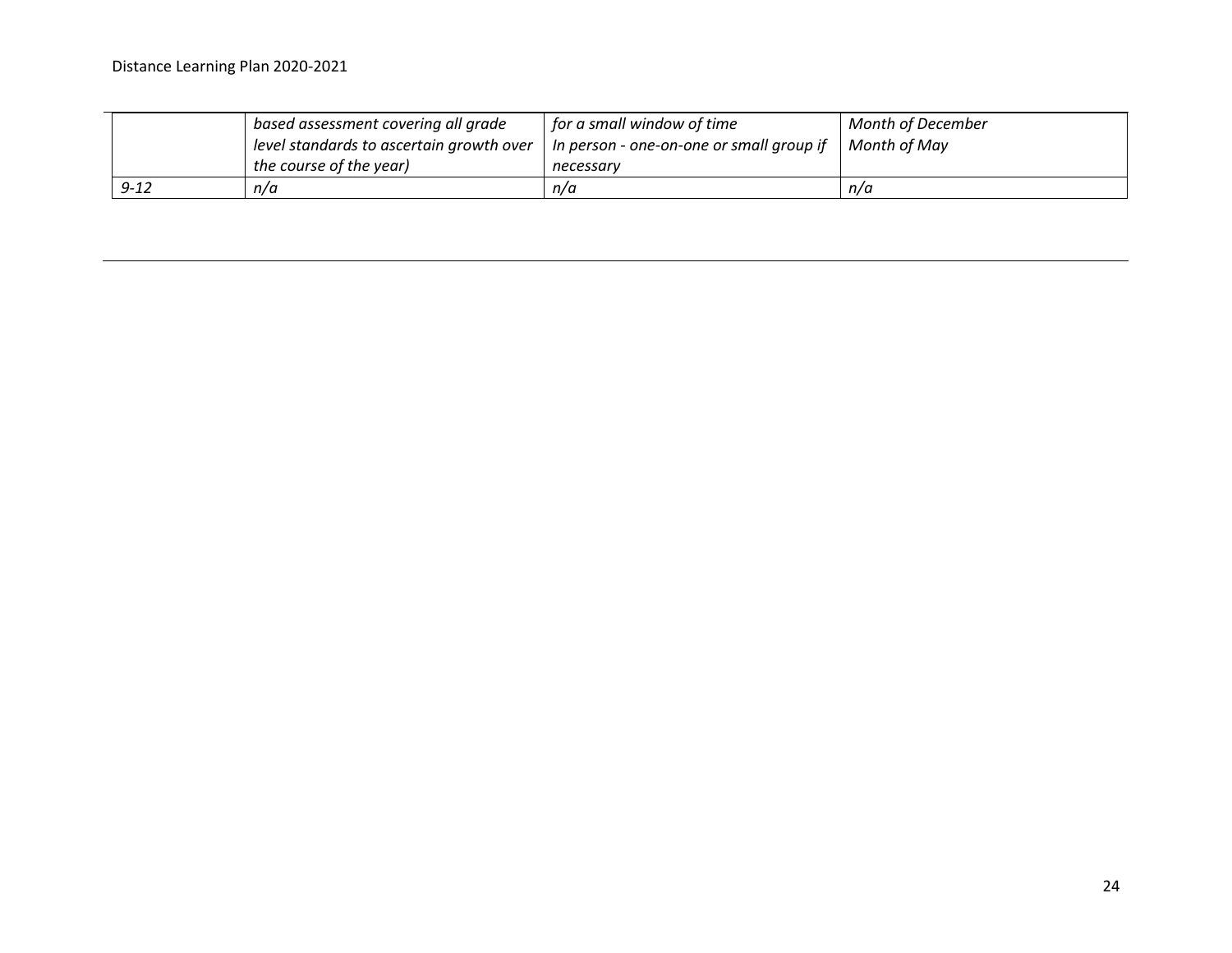| | | | |
|---|---|---|---|
| | *based assessment covering all grade level standards to ascertain growth over the course of the year)* | *for a small window of time In person - one-on-one or small group if necessary* | *Month of December Month of May* |
| *9-12* | *n/a* | *n/a* | *n/a* |